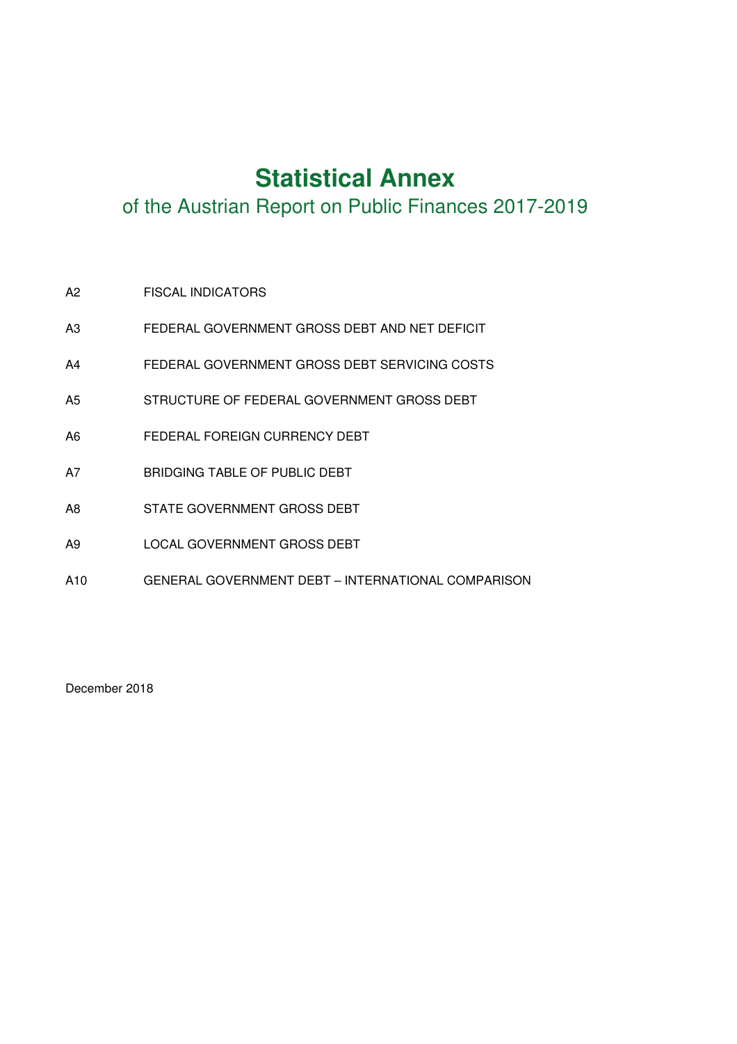# Statistical Annex

## of the Austrian Report on Public Finances 2017-2019

| | |
|---|---|
| A2 | FISCAL INDICATORS |
| A3 | FEDERAL GOVERNMENT GROSS DEBT AND NET DEFICIT |
| A4 | FEDERAL GOVERNMENT GROSS DEBT SERVICING COSTS |
| A5 | STRUCTURE OF FEDERAL GOVERNMENT GROSS DEBT |
| A6 | FEDERAL FOREIGN CURRENCY DEBT |
| A7 | BRIDGING TABLE OF PUBLIC DEBT |
| A8 | STATE GOVERNMENT GROSS DEBT |
| A9 | LOCAL GOVERNMENT GROSS DEBT |
| A10 | GENERAL GOVERNMENT DEBT – INTERNATIONAL COMPARISON |

December 2018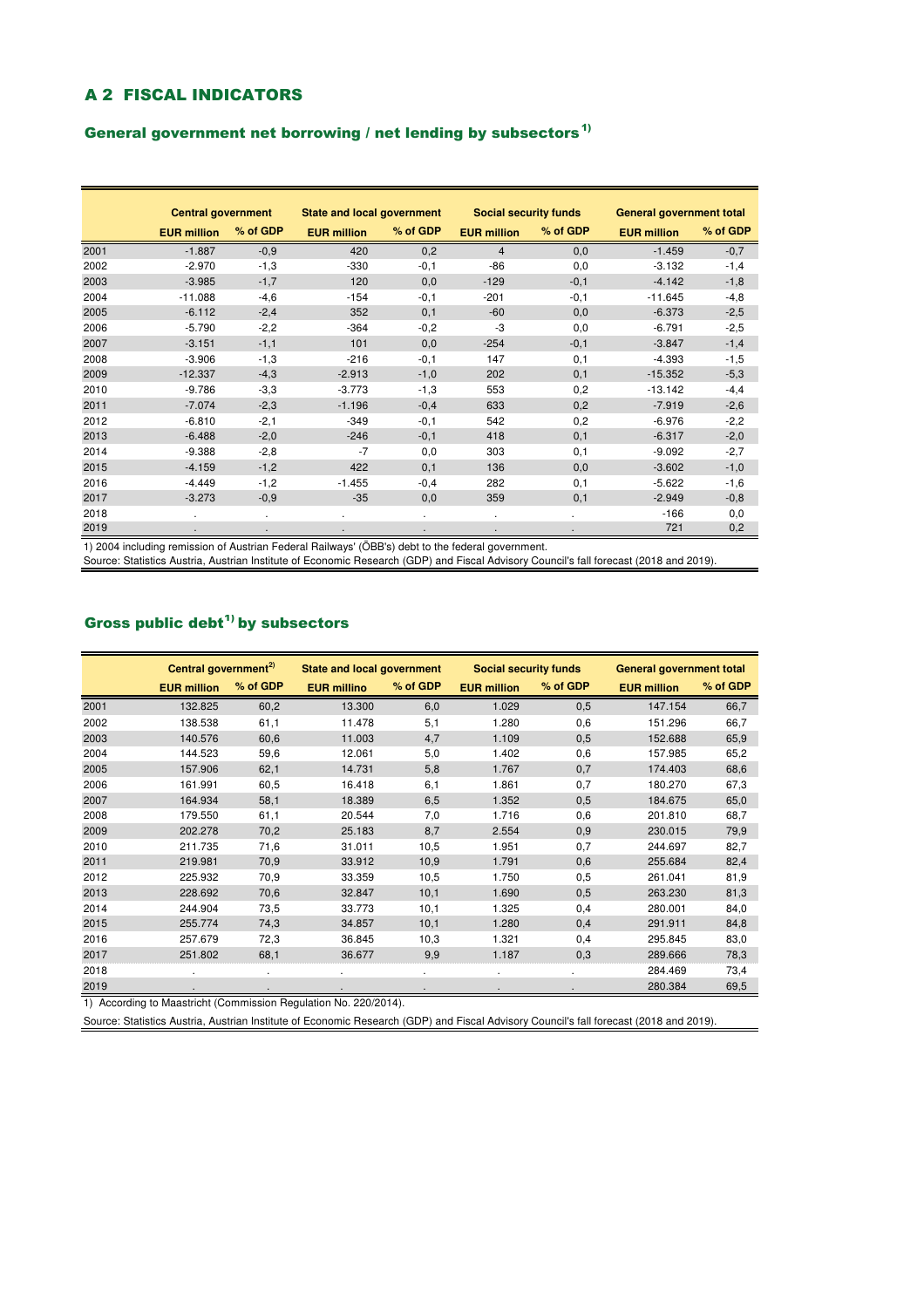## A 2 FISCAL INDICATORS

### General government net borrowing / net lending by subsectors[1)]

| | Central government | | State and local government | | Social security funds | | General government total | |
|---|---|---|---|---|---|---|---|---|
| | EUR million | % of GDP | EUR million | % of GDP | EUR million | % of GDP | EUR million | % of GDP |
| 2001 | -1.887 | -0,9 | 420 | 0,2 | 4 | 0,0 | -1.459 | -0,7 |
| 2002 | -2.970 | -1,3 | -330 | -0,1 | -86 | 0,0 | -3.132 | -1,4 |
| 2003 | -3.985 | -1,7 | 120 | 0,0 | -129 | -0,1 | -4.142 | -1,8 |
| 2004 | -11.088 | -4,6 | -154 | -0,1 | -201 | -0,1 | -11.645 | -4,8 |
| 2005 | -6.112 | -2,4 | 352 | 0,1 | -60 | 0,0 | -6.373 | -2,5 |
| 2006 | -5.790 | -2,2 | -364 | -0,2 | -3 | 0,0 | -6.791 | -2,5 |
| 2007 | -3.151 | -1,1 | 101 | 0,0 | -254 | -0,1 | -3.847 | -1,4 |
| 2008 | -3.906 | -1,3 | -216 | -0,1 | 147 | 0,1 | -4.393 | -1,5 |
| 2009 | -12.337 | -4,3 | -2.913 | -1,0 | 202 | 0,1 | -15.352 | -5,3 |
| 2010 | -9.786 | -3,3 | -3.773 | -1,3 | 553 | 0,2 | -13.142 | -4,4 |
| 2011 | -7.074 | -2,3 | -1.196 | -0,4 | 633 | 0,2 | -7.919 | -2,6 |
| 2012 | -6.810 | -2,1 | -349 | -0,1 | 542 | 0,2 | -6.976 | -2,2 |
| 2013 | -6.488 | -2,0 | -246 | -0,1 | 418 | 0,1 | -6.317 | -2,0 |
| 2014 | -9.388 | -2,8 | -7 | 0,0 | 303 | 0,1 | -9.092 | -2,7 |
| 2015 | -4.159 | -1,2 | 422 | 0,1 | 136 | 0,0 | -3.602 | -1,0 |
| 2016 | -4.449 | -1,2 | -1.455 | -0,4 | 282 | 0,1 | -5.622 | -1,6 |
| 2017 | -3.273 | -0,9 | -35 | 0,0 | 359 | 0,1 | -2.949 | -0,8 |
| 2018 | . | . | . | . | . | . | -166 | 0,0 |
| 2019 | . | . | . | . | . | . | 721 | 0,2 |

1) 2004 including remission of Austrian Federal Railways' (ÖBB's) debt to the federal government.

Source: Statistics Austria, Austrian Institute of Economic Research (GDP) and Fiscal Advisory Council's fall forecast (2018 and 2019).

### Gross public debt[1)] by subsectors

| | Central government[2)] | | State and local government | | Social security funds | | General government total | |
|---|---|---|---|---|---|---|---|---|
| | EUR million | % of GDP | EUR millino | % of GDP | EUR million | % of GDP | EUR million | % of GDP |
| 2001 | 132.825 | 60,2 | 13.300 | 6,0 | 1.029 | 0,5 | 147.154 | 66,7 |
| 2002 | 138.538 | 61,1 | 11.478 | 5,1 | 1.280 | 0,6 | 151.296 | 66,7 |
| 2003 | 140.576 | 60,6 | 11.003 | 4,7 | 1.109 | 0,5 | 152.688 | 65,9 |
| 2004 | 144.523 | 59,6 | 12.061 | 5,0 | 1.402 | 0,6 | 157.985 | 65,2 |
| 2005 | 157.906 | 62,1 | 14.731 | 5,8 | 1.767 | 0,7 | 174.403 | 68,6 |
| 2006 | 161.991 | 60,5 | 16.418 | 6,1 | 1.861 | 0,7 | 180.270 | 67,3 |
| 2007 | 164.934 | 58,1 | 18.389 | 6,5 | 1.352 | 0,5 | 184.675 | 65,0 |
| 2008 | 179.550 | 61,1 | 20.544 | 7,0 | 1.716 | 0,6 | 201.810 | 68,7 |
| 2009 | 202.278 | 70,2 | 25.183 | 8,7 | 2.554 | 0,9 | 230.015 | 79,9 |
| 2010 | 211.735 | 71,6 | 31.011 | 10,5 | 1.951 | 0,7 | 244.697 | 82,7 |
| 2011 | 219.981 | 70,9 | 33.912 | 10,9 | 1.791 | 0,6 | 255.684 | 82,4 |
| 2012 | 225.932 | 70,9 | 33.359 | 10,5 | 1.750 | 0,5 | 261.041 | 81,9 |
| 2013 | 228.692 | 70,6 | 32.847 | 10,1 | 1.690 | 0,5 | 263.230 | 81,3 |
| 2014 | 244.904 | 73,5 | 33.773 | 10,1 | 1.325 | 0,4 | 280.001 | 84,0 |
| 2015 | 255.774 | 74,3 | 34.857 | 10,1 | 1.280 | 0,4 | 291.911 | 84,8 |
| 2016 | 257.679 | 72,3 | 36.845 | 10,3 | 1.321 | 0,4 | 295.845 | 83,0 |
| 2017 | 251.802 | 68,1 | 36.677 | 9,9 | 1.187 | 0,3 | 289.666 | 78,3 |
| 2018 | . | . | . | . | . | . | 284.469 | 73,4 |
| 2019 | . | . | . | . | . | . | 280.384 | 69,5 |

1) According to Maastricht (Commission Regulation No. 220/2014).

Source: Statistics Austria, Austrian Institute of Economic Research (GDP) and Fiscal Advisory Council's fall forecast (2018 and 2019).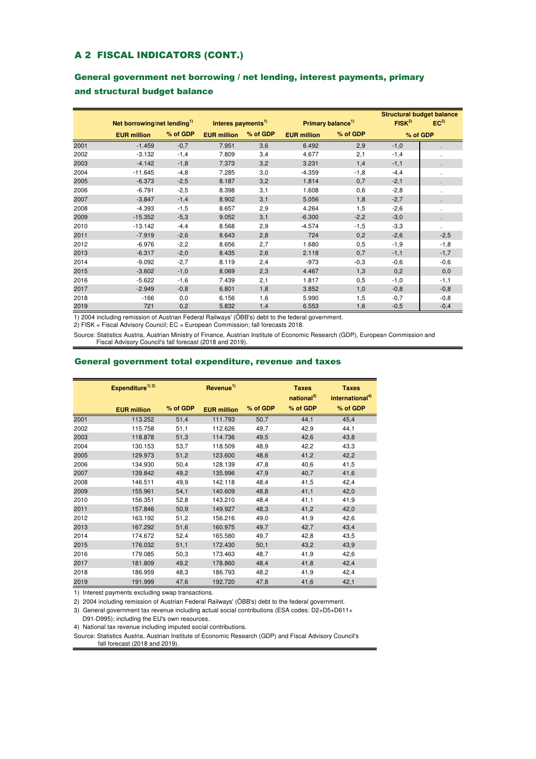## A 2 FISCAL INDICATORS (CONT.)

### General government net borrowing / net lending, interest payments, primary and structural budget balance

| | Net borrowing/net lending[1] | | Interes payments[1] | | Primary balance[1] | | Structural budget balance FISK[2] | Structural budget balance EC[2] |
|---|---|---|---|---|---|---|---|---|
| | EUR million | % of GDP | EUR million | % of GDP | EUR million | % of GDP | % of GDP | % of GDP |
| 2001 | -1.459 | -0,7 | 7.951 | 3,6 | 6.492 | 2,9 | -1,0 | . |
| 2002 | -3.132 | -1,4 | 7.809 | 3,4 | 4.677 | 2,1 | -1,4 | . |
| 2003 | -4.142 | -1,8 | 7.373 | 3,2 | 3.231 | 1,4 | -1,1 | . |
| 2004 | -11.645 | -4,8 | 7.285 | 3,0 | -4.359 | -1,8 | -4,4 | . |
| 2005 | -6.373 | -2,5 | 8.187 | 3,2 | 1.814 | 0,7 | -2,1 | . |
| 2006 | -6.791 | -2,5 | 8.398 | 3,1 | 1.608 | 0,6 | -2,8 | . |
| 2007 | -3.847 | -1,4 | 8.902 | 3,1 | 5.056 | 1,8 | -2,7 | . |
| 2008 | -4.393 | -1,5 | 8.657 | 2,9 | 4.264 | 1,5 | -2,6 | . |
| 2009 | -15.352 | -5,3 | 9.052 | 3,1 | -6.300 | -2,2 | -3,0 | . |
| 2010 | -13.142 | -4,4 | 8.568 | 2,9 | -4.574 | -1,5 | -3,3 | . |
| 2011 | -7.919 | -2,6 | 8.643 | 2,8 | 724 | 0,2 | -2,6 | -2,5 |
| 2012 | -6.976 | -2,2 | 8.656 | 2,7 | 1.680 | 0,5 | -1,9 | -1,8 |
| 2013 | -6.317 | -2,0 | 8.435 | 2,6 | 2.118 | 0,7 | -1,1 | -1,7 |
| 2014 | -9.092 | -2,7 | 8.119 | 2,4 | -973 | -0,3 | -0,6 | -0,6 |
| 2015 | -3.602 | -1,0 | 8.069 | 2,3 | 4.467 | 1,3 | 0,2 | 0,0 |
| 2016 | -5.622 | -1,6 | 7.439 | 2,1 | 1.817 | 0,5 | -1,0 | -1,1 |
| 2017 | -2.949 | -0,8 | 6.801 | 1,8 | 3.852 | 1,0 | -0,8 | -0,8 |
| 2018 | -166 | 0,0 | 6.156 | 1,6 | 5.990 | 1,5 | -0,7 | -0,8 |
| 2019 | 721 | 0,2 | 5.832 | 1,4 | 6.553 | 1,6 | -0,5 | -0,4 |

1) 2004 including remission of Austrian Federal Railways' (ÖBB's) debt to the federal government.
2) FISK = Fiscal Advisory Council; EC = European Commission; fall forecasts 2018.

Source: Statistics Austria, Austrian Ministry of Finance, Austrian Institute of Economic Research (GDP), European Commission and Fiscal Advisory Council's fall forecast (2018 and 2019).

### General government total expenditure, revenue and taxes

| | Expenditure[1) 2)] | | Revenue[1] | | Taxes national[3] | Taxes international[4] |
|---|---|---|---|---|---|---|
| | EUR million | % of GDP | EUR million | % of GDP | % of GDP | % of GDP |
| 2001 | 113.252 | 51,4 | 111.793 | 50,7 | 44,1 | 45,4 |
| 2002 | 115.758 | 51,1 | 112.626 | 49,7 | 42,9 | 44,1 |
| 2003 | 118.878 | 51,3 | 114.736 | 49,5 | 42,6 | 43,8 |
| 2004 | 130.153 | 53,7 | 118.509 | 48,9 | 42,2 | 43,3 |
| 2005 | 129.973 | 51,2 | 123.600 | 48,6 | 41,2 | 42,2 |
| 2006 | 134.930 | 50,4 | 128.139 | 47,8 | 40,6 | 41,5 |
| 2007 | 139.842 | 49,2 | 135.996 | 47,9 | 40,7 | 41,6 |
| 2008 | 146.511 | 49,9 | 142.118 | 48,4 | 41,5 | 42,4 |
| 2009 | 155.961 | 54,1 | 140.609 | 48,8 | 41,1 | 42,0 |
| 2010 | 156.351 | 52,8 | 143.210 | 48,4 | 41,1 | 41,9 |
| 2011 | 157.846 | 50,9 | 149.927 | 48,3 | 41,2 | 42,0 |
| 2012 | 163.192 | 51,2 | 156.216 | 49,0 | 41,9 | 42,6 |
| 2013 | 167.292 | 51,6 | 160.975 | 49,7 | 42,7 | 43,4 |
| 2014 | 174.672 | 52,4 | 165.580 | 49,7 | 42,8 | 43,5 |
| 2015 | 176.032 | 51,1 | 172.430 | 50,1 | 43,2 | 43,9 |
| 2016 | 179.085 | 50,3 | 173.463 | 48,7 | 41,9 | 42,6 |
| 2017 | 181.809 | 49,2 | 178.860 | 48,4 | 41,8 | 42,4 |
| 2018 | 186.959 | 48,3 | 186.793 | 48,2 | 41,9 | 42,4 |
| 2019 | 191.999 | 47,6 | 192.720 | 47,8 | 41,6 | 42,1 |

1) Interest payments excluding swap transactions.

2) 2004 including remission of Austrian Federal Railways' (ÖBB's) debt to the federal government.

3) General government tax revenue including actual social contributions (ESA codes: D2+D5+D611+D91-D995); including the EU's own resources.

4) National tax revenue including imputed social contributions.

Source: Statistics Austria, Austrian Institute of Economic Research (GDP) and Fiscal Advisory Council's fall forecast (2018 and 2019).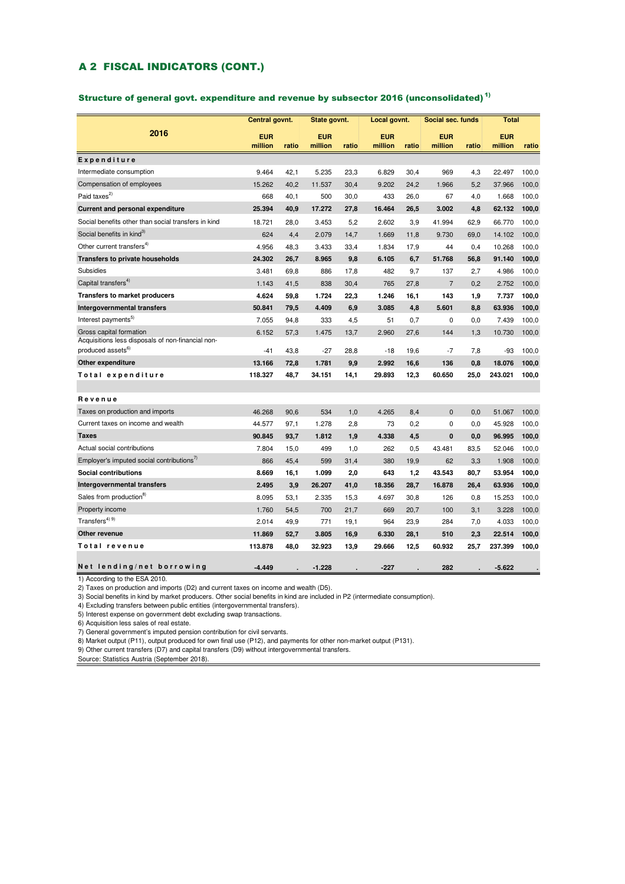## A 2 FISCAL INDICATORS (CONT.)

### Structure of general govt. expenditure and revenue by subsector 2016 (unconsolidated)[1)]

| 2016 | Central govnt. | | State govnt. | | Local govnt. | | Social sec. funds | | Total | |
|---|---|---|---|---|---|---|---|---|---|---|
| | EUR million | ratio | EUR million | ratio | EUR million | ratio | EUR million | ratio | EUR million | ratio |
| **Expenditure** | | | | | | | | | | |
| Intermediate consumption | 9.464 | 42,1 | 5.235 | 23,3 | 6.829 | 30,4 | 969 | 4,3 | 22.497 | 100,0 |
| Compensation of employees | 15.262 | 40,2 | 11.537 | 30,4 | 9.202 | 24,2 | 1.966 | 5,2 | 37.966 | 100,0 |
| Paid taxes[2)] | 668 | 40,1 | 500 | 30,0 | 433 | 26,0 | 67 | 4,0 | 1.668 | 100,0 |
| **Current and personal expenditure** | **25.394** | **40,9** | **17.272** | **27,8** | **16.464** | **26,5** | **3.002** | **4,8** | **62.132** | **100,0** |
| Social benefits other than social transfers in kind | 18.721 | 28,0 | 3.453 | 5,2 | 2.602 | 3,9 | 41.994 | 62,9 | 66.770 | 100,0 |
| Social benefits in kind[3)] | 624 | 4,4 | 2.079 | 14,7 | 1.669 | 11,8 | 9.730 | 69,0 | 14.102 | 100,0 |
| Other current transfers[4)] | 4.956 | 48,3 | 3.433 | 33,4 | 1.834 | 17,9 | 44 | 0,4 | 10.268 | 100,0 |
| **Transfers to private households** | **24.302** | **26,7** | **8.965** | **9,8** | **6.105** | **6,7** | **51.768** | **56,8** | **91.140** | **100,0** |
| Subsidies | 3.481 | 69,8 | 886 | 17,8 | 482 | 9,7 | 137 | 2,7 | 4.986 | 100,0 |
| Capital transfers[4)] | 1.143 | 41,5 | 838 | 30,4 | 765 | 27,8 | 7 | 0,2 | 2.752 | 100,0 |
| **Transfers to market producers** | **4.624** | **59,8** | **1.724** | **22,3** | **1.246** | **16,1** | **143** | **1,9** | **7.737** | **100,0** |
| **Intergovernmental transfers** | **50.841** | **79,5** | **4.409** | **6,9** | **3.085** | **4,8** | **5.601** | **8,8** | **63.936** | **100,0** |
| Interest payments[5)] | 7.055 | 94,8 | 333 | 4,5 | 51 | 0,7 | 0 | 0,0 | 7.439 | 100,0 |
| Gross capital formation | 6.152 | 57,3 | 1.475 | 13,7 | 2.960 | 27,6 | 144 | 1,3 | 10.730 | 100,0 |
| Acquisitions less disposals of non-financial non-produced assets[6)] | -41 | 43,8 | -27 | 28,8 | -18 | 19,6 | -7 | 7,8 | -93 | 100,0 |
| **Other expenditure** | **13.166** | **72,8** | **1.781** | **9,9** | **2.992** | **16,6** | **136** | **0,8** | **18.076** | **100,0** |
| **Total expenditure** | **118.327** | **48,7** | **34.151** | **14,1** | **29.893** | **12,3** | **60.650** | **25,0** | **243.021** | **100,0** |
| **Revenue** | | | | | | | | | | |
| Taxes on production and imports | 46.268 | 90,6 | 534 | 1,0 | 4.265 | 8,4 | 0 | 0,0 | 51.067 | 100,0 |
| Current taxes on income and wealth | 44.577 | 97,1 | 1.278 | 2,8 | 73 | 0,2 | 0 | 0,0 | 45.928 | 100,0 |
| **Taxes** | **90.845** | **93,7** | **1.812** | **1,9** | **4.338** | **4,5** | **0** | **0,0** | **96.995** | **100,0** |
| Actual social contributions | 7.804 | 15,0 | 499 | 1,0 | 262 | 0,5 | 43.481 | 83,5 | 52.046 | 100,0 |
| Employer's imputed social contributions[7)] | 866 | 45,4 | 599 | 31,4 | 380 | 19,9 | 62 | 3,3 | 1.908 | 100,0 |
| **Social contributions** | **8.669** | **16,1** | **1.099** | **2,0** | **643** | **1,2** | **43.543** | **80,7** | **53.954** | **100,0** |
| **Intergovernmental transfers** | **2.495** | **3,9** | **26.207** | **41,0** | **18.356** | **28,7** | **16.878** | **26,4** | **63.936** | **100,0** |
| Sales from production[8)] | 8.095 | 53,1 | 2.335 | 15,3 | 4.697 | 30,8 | 126 | 0,8 | 15.253 | 100,0 |
| Property income | 1.760 | 54,5 | 700 | 21,7 | 669 | 20,7 | 100 | 3,1 | 3.228 | 100,0 |
| Transfers[4) 9)] | 2.014 | 49,9 | 771 | 19,1 | 964 | 23,9 | 284 | 7,0 | 4.033 | 100,0 |
| **Other revenue** | **11.869** | **52,7** | **3.805** | **16,9** | **6.330** | **28,1** | **510** | **2,3** | **22.514** | **100,0** |
| **Total revenue** | **113.878** | **48,0** | **32.923** | **13,9** | **29.666** | **12,5** | **60.932** | **25,7** | **237.399** | **100,0** |
| **Net lending/net borrowing** | **-4.449** | . | **-1.228** | . | **-227** | . | **282** | . | **-5.622** | . |

1) According to the ESA 2010.
2) Taxes on production and imports (D2) and current taxes on income and wealth (D5).
3) Social benefits in kind by market producers. Other social benefits in kind are included in P2 (intermediate consumption).
4) Excluding transfers between public entities (intergovernmental transfers).
5) Interest expense on government debt excluding swap transactions.
6) Acquisition less sales of real estate.
7) General government's imputed pension contribution for civil servants.
8) Market output (P11), output produced for own final use (P12), and payments for other non-market output (P131).
9) Other current transfers (D7) and capital transfers (D9) without intergovernmental transfers.
Source: Statistics Austria (September 2018).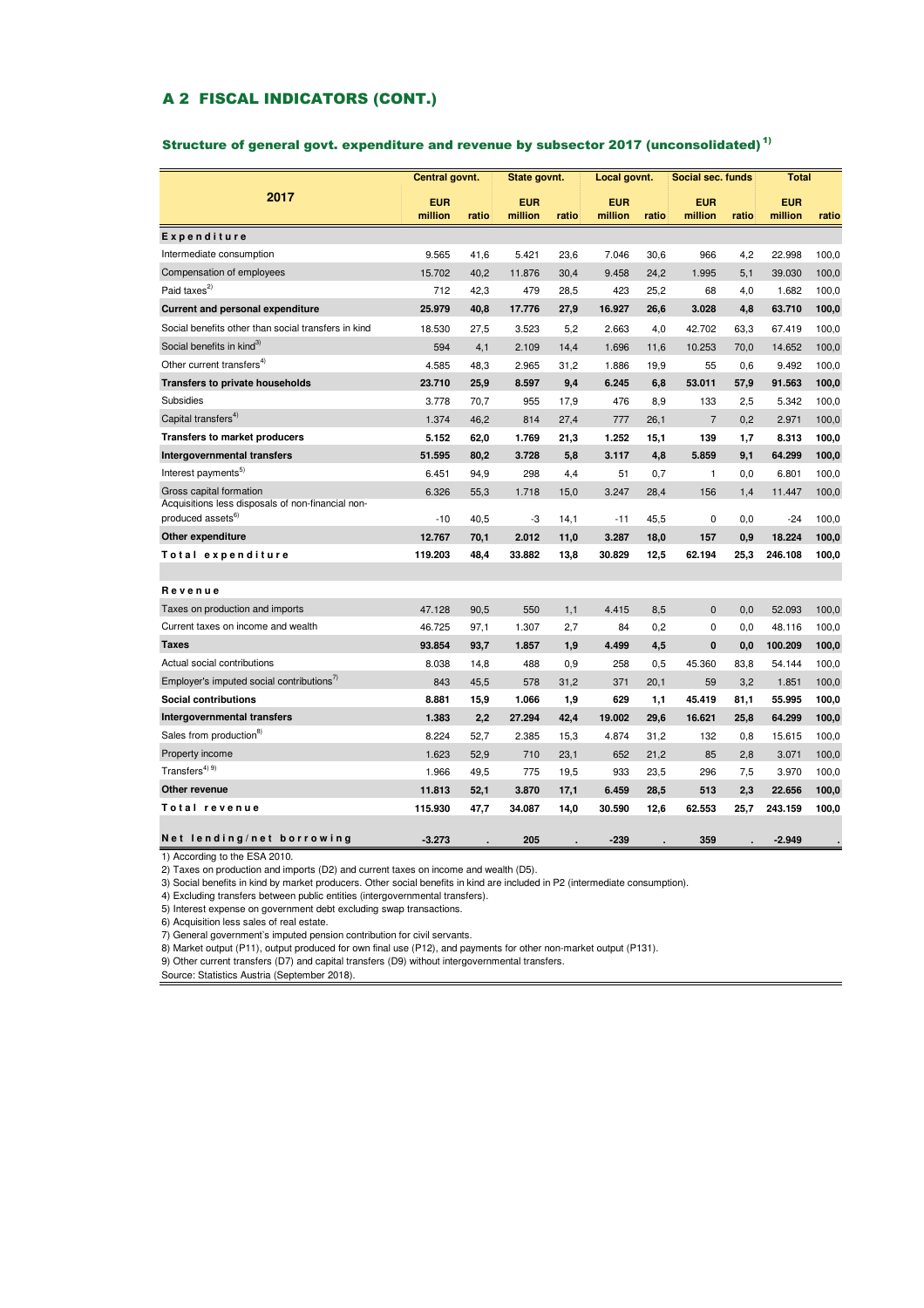## A 2 FISCAL INDICATORS (CONT.)

### Structure of general govt. expenditure and revenue by subsector 2017 (unconsolidated)[1]

| 2017 | Central govnt. | | State govnt. | | Local govnt. | | Social sec. funds | | Total | |
|---|---|---|---|---|---|---|---|---|---|---|
| | EUR million | ratio | EUR million | ratio | EUR million | ratio | EUR million | ratio | EUR million | ratio |
| **Expenditure** | | | | | | | | | | |
| Intermediate consumption | 9.565 | 41,6 | 5.421 | 23,6 | 7.046 | 30,6 | 966 | 4,2 | 22.998 | 100,0 |
| Compensation of employees | 15.702 | 40,2 | 11.876 | 30,4 | 9.458 | 24,2 | 1.995 | 5,1 | 39.030 | 100,0 |
| Paid taxes[2] | 712 | 42,3 | 479 | 28,5 | 423 | 25,2 | 68 | 4,0 | 1.682 | 100,0 |
| **Current and personal expenditure** | **25.979** | **40,8** | **17.776** | **27,9** | **16.927** | **26,6** | **3.028** | **4,8** | **63.710** | **100,0** |
| Social benefits other than social transfers in kind | 18.530 | 27,5 | 3.523 | 5,2 | 2.663 | 4,0 | 42.702 | 63,3 | 67.419 | 100,0 |
| Social benefits in kind[3] | 594 | 4,1 | 2.109 | 14,4 | 1.696 | 11,6 | 10.253 | 70,0 | 14.652 | 100,0 |
| Other current transfers[4] | 4.585 | 48,3 | 2.965 | 31,2 | 1.886 | 19,9 | 55 | 0,6 | 9.492 | 100,0 |
| **Transfers to private households** | **23.710** | **25,9** | **8.597** | **9,4** | **6.245** | **6,8** | **53.011** | **57,9** | **91.563** | **100,0** |
| Subsidies | 3.778 | 70,7 | 955 | 17,9 | 476 | 8,9 | 133 | 2,5 | 5.342 | 100,0 |
| Capital transfers[4] | 1.374 | 46,2 | 814 | 27,4 | 777 | 26,1 | 7 | 0,2 | 2.971 | 100,0 |
| **Transfers to market producers** | **5.152** | **62,0** | **1.769** | **21,3** | **1.252** | **15,1** | **139** | **1,7** | **8.313** | **100,0** |
| **Intergovernmental transfers** | **51.595** | **80,2** | **3.728** | **5,8** | **3.117** | **4,8** | **5.859** | **9,1** | **64.299** | **100,0** |
| Interest payments[5] | 6.451 | 94,9 | 298 | 4,4 | 51 | 0,7 | 1 | 0,0 | 6.801 | 100,0 |
| Gross capital formation | 6.326 | 55,3 | 1.718 | 15,0 | 3.247 | 28,4 | 156 | 1,4 | 11.447 | 100,0 |
| Acquisitions less disposals of non-financial non-produced assets[6] | -10 | 40,5 | -3 | 14,1 | -11 | 45,5 | 0 | 0,0 | -24 | 100,0 |
| **Other expenditure** | **12.767** | **70,1** | **2.012** | **11,0** | **3.287** | **18,0** | **157** | **0,9** | **18.224** | **100,0** |
| **Total expenditure** | **119.203** | **48,4** | **33.882** | **13,8** | **30.829** | **12,5** | **62.194** | **25,3** | **246.108** | **100,0** |
| **Revenue** | | | | | | | | | | |
| Taxes on production and imports | 47.128 | 90,5 | 550 | 1,1 | 4.415 | 8,5 | 0 | 0,0 | 52.093 | 100,0 |
| Current taxes on income and wealth | 46.725 | 97,1 | 1.307 | 2,7 | 84 | 0,2 | 0 | 0,0 | 48.116 | 100,0 |
| **Taxes** | **93.854** | **93,7** | **1.857** | **1,9** | **4.499** | **4,5** | **0** | **0,0** | **100.209** | **100,0** |
| Actual social contributions | 8.038 | 14,8 | 488 | 0,9 | 258 | 0,5 | 45.360 | 83,8 | 54.144 | 100,0 |
| Employer's imputed social contributions[7] | 843 | 45,5 | 578 | 31,2 | 371 | 20,1 | 59 | 3,2 | 1.851 | 100,0 |
| **Social contributions** | **8.881** | **15,9** | **1.066** | **1,9** | **629** | **1,1** | **45.419** | **81,1** | **55.995** | **100,0** |
| **Intergovernmental transfers** | **1.383** | **2,2** | **27.294** | **42,4** | **19.002** | **29,6** | **16.621** | **25,8** | **64.299** | **100,0** |
| Sales from production[8] | 8.224 | 52,7 | 2.385 | 15,3 | 4.874 | 31,2 | 132 | 0,8 | 15.615 | 100,0 |
| Property income | 1.623 | 52,9 | 710 | 23,1 | 652 | 21,2 | 85 | 2,8 | 3.071 | 100,0 |
| Transfers[4] [9] | 1.966 | 49,5 | 775 | 19,5 | 933 | 23,5 | 296 | 7,5 | 3.970 | 100,0 |
| **Other revenue** | **11.813** | **52,1** | **3.870** | **17,1** | **6.459** | **28,5** | **513** | **2,3** | **22.656** | **100,0** |
| **Total revenue** | **115.930** | **47,7** | **34.087** | **14,0** | **30.590** | **12,6** | **62.553** | **25,7** | **243.159** | **100,0** |
| **Net lending/net borrowing** | **-3.273** | **.** | **205** | **.** | **-239** | **.** | **359** | **.** | **-2.949** | **.** |

1) According to the ESA 2010.
2) Taxes on production and imports (D2) and current taxes on income and wealth (D5).
3) Social benefits in kind by market producers. Other social benefits in kind are included in P2 (intermediate consumption).
4) Excluding transfers between public entities (intergovernmental transfers).
5) Interest expense on government debt excluding swap transactions.
6) Acquisition less sales of real estate.
7) General government's imputed pension contribution for civil servants.
8) Market output (P11), output produced for own final use (P12), and payments for other non-market output (P131).
9) Other current transfers (D7) and capital transfers (D9) without intergovernmental transfers.
Source: Statistics Austria (September 2018).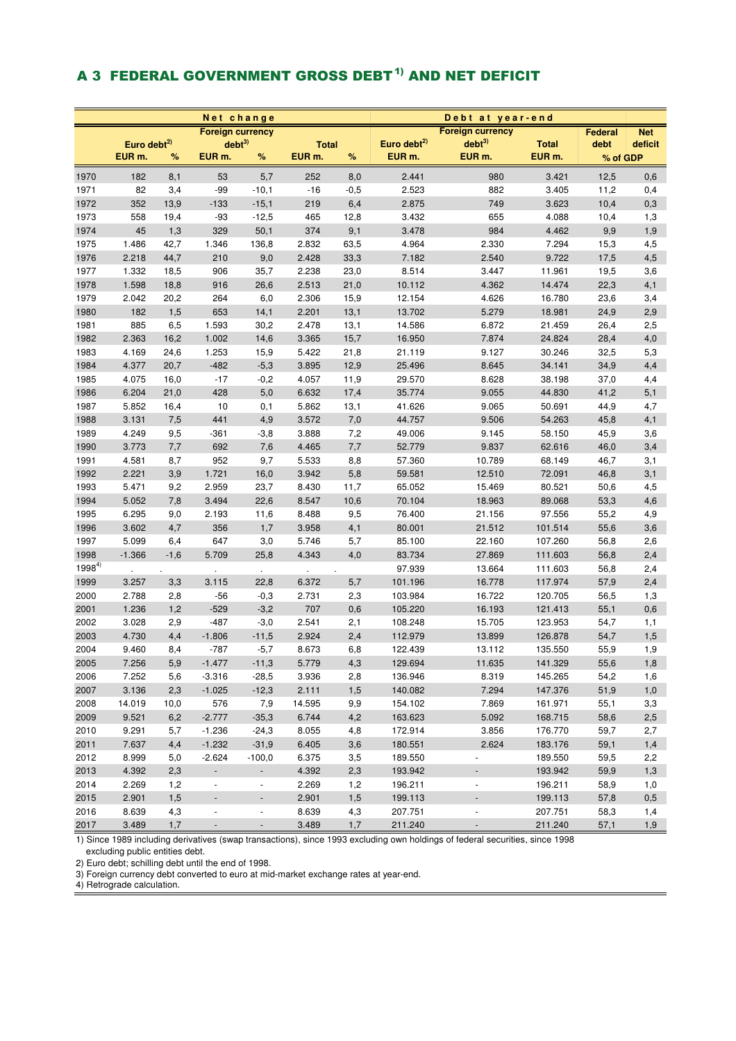## A 3 FEDERAL GOVERNMENT GROSS DEBT[1] AND NET DEFICIT

| | Net change | | | | | | Debt at year-end | | | | |
|---|---|---|---|---|---|---|---|---|---|---|---|
| | Euro debt[2] | | Foreign currency debt[3] | | Total | | Euro debt[2] | Foreign currency debt[3] | Total | Federal debt | Net deficit |
| | EUR m. | % | EUR m. | % | EUR m. | % | EUR m. | EUR m. | EUR m. | % of GDP | |
| 1970 | 182 | 8,1 | 53 | 5,7 | 252 | 8,0 | 2.441 | 980 | 3.421 | 12,5 | 0,6 |
| 1971 | 82 | 3,4 | -99 | -10,1 | -16 | -0,5 | 2.523 | 882 | 3.405 | 11,2 | 0,4 |
| 1972 | 352 | 13,9 | -133 | -15,1 | 219 | 6,4 | 2.875 | 749 | 3.623 | 10,4 | 0,3 |
| 1973 | 558 | 19,4 | -93 | -12,5 | 465 | 12,8 | 3.432 | 655 | 4.088 | 10,4 | 1,3 |
| 1974 | 45 | 1,3 | 329 | 50,1 | 374 | 9,1 | 3.478 | 984 | 4.462 | 9,9 | 1,9 |
| 1975 | 1.486 | 42,7 | 1.346 | 136,8 | 2.832 | 63,5 | 4.964 | 2.330 | 7.294 | 15,3 | 4,5 |
| 1976 | 2.218 | 44,7 | 210 | 9,0 | 2.428 | 33,3 | 7.182 | 2.540 | 9.722 | 17,5 | 4,5 |
| 1977 | 1.332 | 18,5 | 906 | 35,7 | 2.238 | 23,0 | 8.514 | 3.447 | 11.961 | 19,5 | 3,6 |
| 1978 | 1.598 | 18,8 | 916 | 26,6 | 2.513 | 21,0 | 10.112 | 4.362 | 14.474 | 22,3 | 4,1 |
| 1979 | 2.042 | 20,2 | 264 | 6,0 | 2.306 | 15,9 | 12.154 | 4.626 | 16.780 | 23,6 | 3,4 |
| 1980 | 182 | 1,5 | 653 | 14,1 | 2.201 | 13,1 | 13.702 | 5.279 | 18.981 | 24,9 | 2,9 |
| 1981 | 885 | 6,5 | 1.593 | 30,2 | 2.478 | 13,1 | 14.586 | 6.872 | 21.459 | 26,4 | 2,5 |
| 1982 | 2.363 | 16,2 | 1.002 | 14,6 | 3.365 | 15,7 | 16.950 | 7.874 | 24.824 | 28,4 | 4,0 |
| 1983 | 4.169 | 24,6 | 1.253 | 15,9 | 5.422 | 21,8 | 21.119 | 9.127 | 30.246 | 32,5 | 5,3 |
| 1984 | 4.377 | 20,7 | -482 | -5,3 | 3.895 | 12,9 | 25.496 | 8.645 | 34.141 | 34,9 | 4,4 |
| 1985 | 4.075 | 16,0 | -17 | -0,2 | 4.057 | 11,9 | 29.570 | 8.628 | 38.198 | 37,0 | 4,4 |
| 1986 | 6.204 | 21,0 | 428 | 5,0 | 6.632 | 17,4 | 35.774 | 9.055 | 44.830 | 41,2 | 5,1 |
| 1987 | 5.852 | 16,4 | 10 | 0,1 | 5.862 | 13,1 | 41.626 | 9.065 | 50.691 | 44,9 | 4,7 |
| 1988 | 3.131 | 7,5 | 441 | 4,9 | 3.572 | 7,0 | 44.757 | 9.506 | 54.263 | 45,8 | 4,1 |
| 1989 | 4.249 | 9,5 | -361 | -3,8 | 3.888 | 7,2 | 49.006 | 9.145 | 58.150 | 45,9 | 3,6 |
| 1990 | 3.773 | 7,7 | 692 | 7,6 | 4.465 | 7,7 | 52.779 | 9.837 | 62.616 | 46,0 | 3,4 |
| 1991 | 4.581 | 8,7 | 952 | 9,7 | 5.533 | 8,8 | 57.360 | 10.789 | 68.149 | 46,7 | 3,1 |
| 1992 | 2.221 | 3,9 | 1.721 | 16,0 | 3.942 | 5,8 | 59.581 | 12.510 | 72.091 | 46,8 | 3,1 |
| 1993 | 5.471 | 9,2 | 2.959 | 23,7 | 8.430 | 11,7 | 65.052 | 15.469 | 80.521 | 50,6 | 4,5 |
| 1994 | 5.052 | 7,8 | 3.494 | 22,6 | 8.547 | 10,6 | 70.104 | 18.963 | 89.068 | 53,3 | 4,6 |
| 1995 | 6.295 | 9,0 | 2.193 | 11,6 | 8.488 | 9,5 | 76.400 | 21.156 | 97.556 | 55,2 | 4,9 |
| 1996 | 3.602 | 4,7 | 356 | 1,7 | 3.958 | 4,1 | 80.001 | 21.512 | 101.514 | 55,6 | 3,6 |
| 1997 | 5.099 | 6,4 | 647 | 3,0 | 5.746 | 5,7 | 85.100 | 22.160 | 107.260 | 56,8 | 2,6 |
| 1998 | -1.366 | -1,6 | 5.709 | 25,8 | 4.343 | 4,0 | 83.734 | 27.869 | 111.603 | 56,8 | 2,4 |
| 1998[4] | . | . | . | . | . | . | 97.939 | 13.664 | 111.603 | 56,8 | 2,4 |
| 1999 | 3.257 | 3,3 | 3.115 | 22,8 | 6.372 | 5,7 | 101.196 | 16.778 | 117.974 | 57,9 | 2,4 |
| 2000 | 2.788 | 2,8 | -56 | -0,3 | 2.731 | 2,3 | 103.984 | 16.722 | 120.705 | 56,5 | 1,3 |
| 2001 | 1.236 | 1,2 | -529 | -3,2 | 707 | 0,6 | 105.220 | 16.193 | 121.413 | 55,1 | 0,6 |
| 2002 | 3.028 | 2,9 | -487 | -3,0 | 2.541 | 2,1 | 108.248 | 15.705 | 123.953 | 54,7 | 1,1 |
| 2003 | 4.730 | 4,4 | -1.806 | -11,5 | 2.924 | 2,4 | 112.979 | 13.899 | 126.878 | 54,7 | 1,5 |
| 2004 | 9.460 | 8,4 | -787 | -5,7 | 8.673 | 6,8 | 122.439 | 13.112 | 135.550 | 55,9 | 1,9 |
| 2005 | 7.256 | 5,9 | -1.477 | -11,3 | 5.779 | 4,3 | 129.694 | 11.635 | 141.329 | 55,6 | 1,8 |
| 2006 | 7.252 | 5,6 | -3.316 | -28,5 | 3.936 | 2,8 | 136.946 | 8.319 | 145.265 | 54,2 | 1,6 |
| 2007 | 3.136 | 2,3 | -1.025 | -12,3 | 2.111 | 1,5 | 140.082 | 7.294 | 147.376 | 51,9 | 1,0 |
| 2008 | 14.019 | 10,0 | 576 | 7,9 | 14.595 | 9,9 | 154.102 | 7.869 | 161.971 | 55,1 | 3,3 |
| 2009 | 9.521 | 6,2 | -2.777 | -35,3 | 6.744 | 4,2 | 163.623 | 5.092 | 168.715 | 58,6 | 2,5 |
| 2010 | 9.291 | 5,7 | -1.236 | -24,3 | 8.055 | 4,8 | 172.914 | 3.856 | 176.770 | 59,7 | 2,7 |
| 2011 | 7.637 | 4,4 | -1.232 | -31,9 | 6.405 | 3,6 | 180.551 | 2.624 | 183.176 | 59,1 | 1,4 |
| 2012 | 8.999 | 5,0 | -2.624 | -100,0 | 6.375 | 3,5 | 189.550 | - | 189.550 | 59,5 | 2,2 |
| 2013 | 4.392 | 2,3 | - | - | 4.392 | 2,3 | 193.942 | - | 193.942 | 59,9 | 1,3 |
| 2014 | 2.269 | 1,2 | - | - | 2.269 | 1,2 | 196.211 | - | 196.211 | 58,9 | 1,0 |
| 2015 | 2.901 | 1,5 | - | - | 2.901 | 1,5 | 199.113 | - | 199.113 | 57,8 | 0,5 |
| 2016 | 8.639 | 4,3 | - | - | 8.639 | 4,3 | 207.751 | - | 207.751 | 58,3 | 1,4 |
| 2017 | 3.489 | 1,7 | - | - | 3.489 | 1,7 | 211.240 | - | 211.240 | 57,1 | 1,9 |

1) Since 1989 including derivatives (swap transactions), since 1993 excluding own holdings of federal securities, since 1998 excluding public entities debt.

2) Euro debt; schilling debt until the end of 1998.

3) Foreign currency debt converted to euro at mid-market exchange rates at year-end.

4) Retrograde calculation.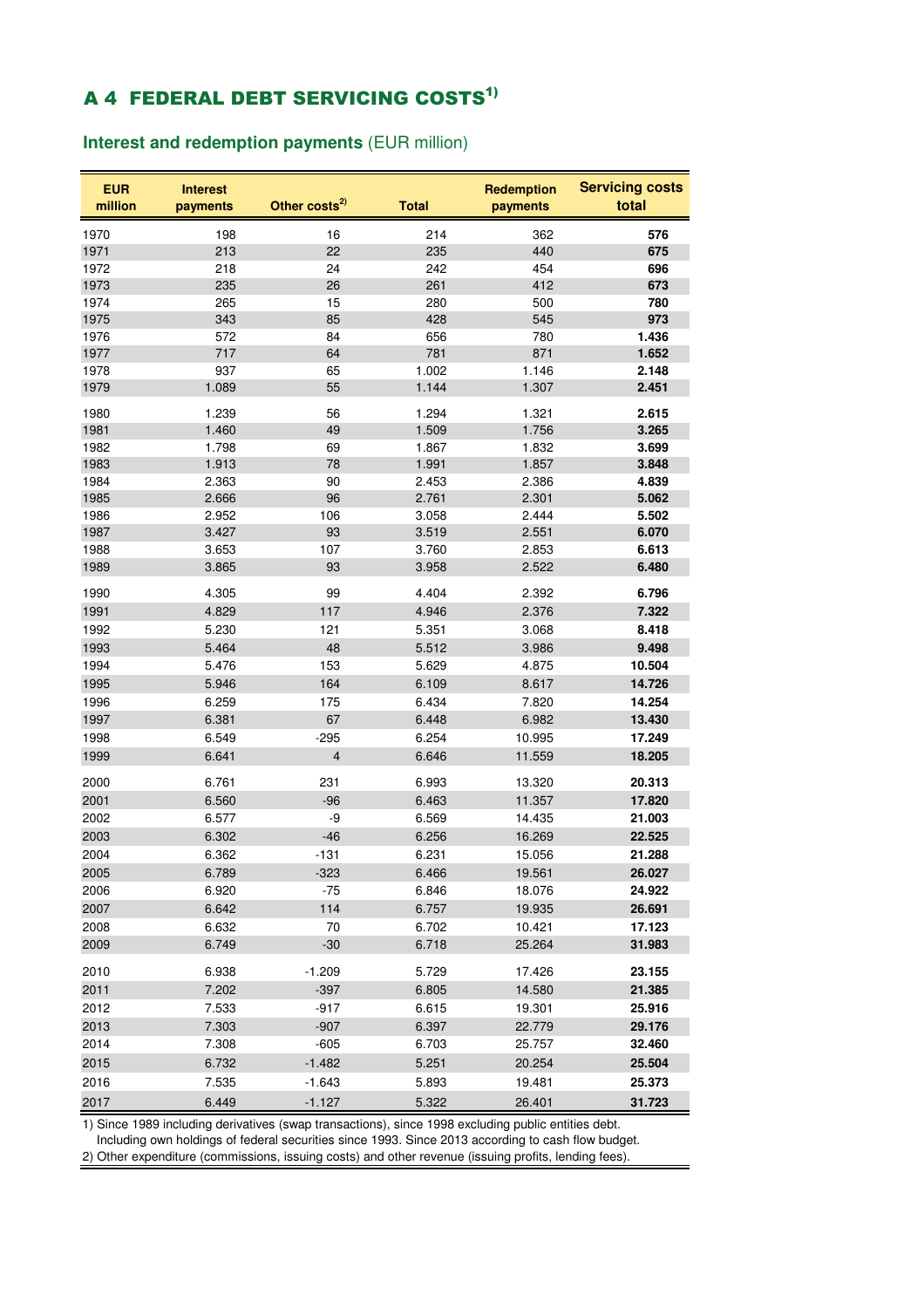## A 4 FEDERAL DEBT SERVICING COSTS[1)]

**Interest and redemption payments** (EUR million)

| EUR million | Interest payments | Other costs[2)] | Total | Redemption payments | Servicing costs total |
|---|---|---|---|---|---|
| 1970 | 198 | 16 | 214 | 362 | **576** |
| 1971 | 213 | 22 | 235 | 440 | **675** |
| 1972 | 218 | 24 | 242 | 454 | **696** |
| 1973 | 235 | 26 | 261 | 412 | **673** |
| 1974 | 265 | 15 | 280 | 500 | **780** |
| 1975 | 343 | 85 | 428 | 545 | **973** |
| 1976 | 572 | 84 | 656 | 780 | **1.436** |
| 1977 | 717 | 64 | 781 | 871 | **1.652** |
| 1978 | 937 | 65 | 1.002 | 1.146 | **2.148** |
| 1979 | 1.089 | 55 | 1.144 | 1.307 | **2.451** |
| 1980 | 1.239 | 56 | 1.294 | 1.321 | **2.615** |
| 1981 | 1.460 | 49 | 1.509 | 1.756 | **3.265** |
| 1982 | 1.798 | 69 | 1.867 | 1.832 | **3.699** |
| 1983 | 1.913 | 78 | 1.991 | 1.857 | **3.848** |
| 1984 | 2.363 | 90 | 2.453 | 2.386 | **4.839** |
| 1985 | 2.666 | 96 | 2.761 | 2.301 | **5.062** |
| 1986 | 2.952 | 106 | 3.058 | 2.444 | **5.502** |
| 1987 | 3.427 | 93 | 3.519 | 2.551 | **6.070** |
| 1988 | 3.653 | 107 | 3.760 | 2.853 | **6.613** |
| 1989 | 3.865 | 93 | 3.958 | 2.522 | **6.480** |
| 1990 | 4.305 | 99 | 4.404 | 2.392 | **6.796** |
| 1991 | 4.829 | 117 | 4.946 | 2.376 | **7.322** |
| 1992 | 5.230 | 121 | 5.351 | 3.068 | **8.418** |
| 1993 | 5.464 | 48 | 5.512 | 3.986 | **9.498** |
| 1994 | 5.476 | 153 | 5.629 | 4.875 | **10.504** |
| 1995 | 5.946 | 164 | 6.109 | 8.617 | **14.726** |
| 1996 | 6.259 | 175 | 6.434 | 7.820 | **14.254** |
| 1997 | 6.381 | 67 | 6.448 | 6.982 | **13.430** |
| 1998 | 6.549 | -295 | 6.254 | 10.995 | **17.249** |
| 1999 | 6.641 | 4 | 6.646 | 11.559 | **18.205** |
| 2000 | 6.761 | 231 | 6.993 | 13.320 | **20.313** |
| 2001 | 6.560 | -96 | 6.463 | 11.357 | **17.820** |
| 2002 | 6.577 | -9 | 6.569 | 14.435 | **21.003** |
| 2003 | 6.302 | -46 | 6.256 | 16.269 | **22.525** |
| 2004 | 6.362 | -131 | 6.231 | 15.056 | **21.288** |
| 2005 | 6.789 | -323 | 6.466 | 19.561 | **26.027** |
| 2006 | 6.920 | -75 | 6.846 | 18.076 | **24.922** |
| 2007 | 6.642 | 114 | 6.757 | 19.935 | **26.691** |
| 2008 | 6.632 | 70 | 6.702 | 10.421 | **17.123** |
| 2009 | 6.749 | -30 | 6.718 | 25.264 | **31.983** |
| 2010 | 6.938 | -1.209 | 5.729 | 17.426 | **23.155** |
| 2011 | 7.202 | -397 | 6.805 | 14.580 | **21.385** |
| 2012 | 7.533 | -917 | 6.615 | 19.301 | **25.916** |
| 2013 | 7.303 | -907 | 6.397 | 22.779 | **29.176** |
| 2014 | 7.308 | -605 | 6.703 | 25.757 | **32.460** |
| 2015 | 6.732 | -1.482 | 5.251 | 20.254 | **25.504** |
| 2016 | 7.535 | -1.643 | 5.893 | 19.481 | **25.373** |
| 2017 | 6.449 | -1.127 | 5.322 | 26.401 | **31.723** |

1) Since 1989 including derivatives (swap transactions), since 1998 excluding public entities debt.
Including own holdings of federal securities since 1993. Since 2013 according to cash flow budget.

2) Other expenditure (commissions, issuing costs) and other revenue (issuing profits, lending fees).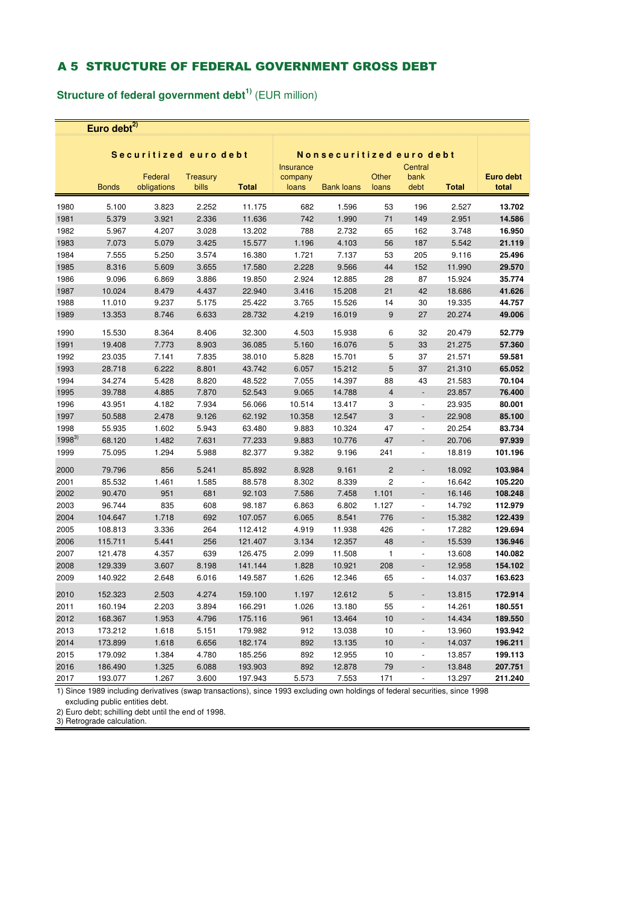# A 5 STRUCTURE OF FEDERAL GOVERNMENT GROSS DEBT

**Structure of federal government debt**[1] (EUR million)

| Euro debt[2] | | | | | | | | | | |
|---|---|---|---|---|---|---|---|---|---|---|
| | Securitized euro debt | | | | Nonsecuritized euro debt | | | | | |
| | Bonds | Federal obligations | Treasury bills | Total | Insurance company loans | Bank loans | Other loans | Central bank debt | Total | Euro debt total |
| 1980 | 5.100 | 3.823 | 2.252 | 11.175 | 682 | 1.596 | 53 | 196 | 2.527 | **13.702** |
| 1981 | 5.379 | 3.921 | 2.336 | 11.636 | 742 | 1.990 | 71 | 149 | 2.951 | **14.586** |
| 1982 | 5.967 | 4.207 | 3.028 | 13.202 | 788 | 2.732 | 65 | 162 | 3.748 | **16.950** |
| 1983 | 7.073 | 5.079 | 3.425 | 15.577 | 1.196 | 4.103 | 56 | 187 | 5.542 | **21.119** |
| 1984 | 7.555 | 5.250 | 3.574 | 16.380 | 1.721 | 7.137 | 53 | 205 | 9.116 | **25.496** |
| 1985 | 8.316 | 5.609 | 3.655 | 17.580 | 2.228 | 9.566 | 44 | 152 | 11.990 | **29.570** |
| 1986 | 9.096 | 6.869 | 3.886 | 19.850 | 2.924 | 12.885 | 28 | 87 | 15.924 | **35.774** |
| 1987 | 10.024 | 8.479 | 4.437 | 22.940 | 3.416 | 15.208 | 21 | 42 | 18.686 | **41.626** |
| 1988 | 11.010 | 9.237 | 5.175 | 25.422 | 3.765 | 15.526 | 14 | 30 | 19.335 | **44.757** |
| 1989 | 13.353 | 8.746 | 6.633 | 28.732 | 4.219 | 16.019 | 9 | 27 | 20.274 | **49.006** |
| 1990 | 15.530 | 8.364 | 8.406 | 32.300 | 4.503 | 15.938 | 6 | 32 | 20.479 | **52.779** |
| 1991 | 19.408 | 7.773 | 8.903 | 36.085 | 5.160 | 16.076 | 5 | 33 | 21.275 | **57.360** |
| 1992 | 23.035 | 7.141 | 7.835 | 38.010 | 5.828 | 15.701 | 5 | 37 | 21.571 | **59.581** |
| 1993 | 28.718 | 6.222 | 8.801 | 43.742 | 6.057 | 15.212 | 5 | 37 | 21.310 | **65.052** |
| 1994 | 34.274 | 5.428 | 8.820 | 48.522 | 7.055 | 14.397 | 88 | 43 | 21.583 | **70.104** |
| 1995 | 39.788 | 4.885 | 7.870 | 52.543 | 9.065 | 14.788 | 4 | - | 23.857 | **76.400** |
| 1996 | 43.951 | 4.182 | 7.934 | 56.066 | 10.514 | 13.417 | 3 | - | 23.935 | **80.001** |
| 1997 | 50.588 | 2.478 | 9.126 | 62.192 | 10.358 | 12.547 | 3 | - | 22.908 | **85.100** |
| 1998 | 55.935 | 1.602 | 5.943 | 63.480 | 9.883 | 10.324 | 47 | - | 20.254 | **83.734** |
| 1998[3] | 68.120 | 1.482 | 7.631 | 77.233 | 9.883 | 10.776 | 47 | - | 20.706 | **97.939** |
| 1999 | 75.095 | 1.294 | 5.988 | 82.377 | 9.382 | 9.196 | 241 | - | 18.819 | **101.196** |
| 2000 | 79.796 | 856 | 5.241 | 85.892 | 8.928 | 9.161 | 2 | - | 18.092 | **103.984** |
| 2001 | 85.532 | 1.461 | 1.585 | 88.578 | 8.302 | 8.339 | 2 | - | 16.642 | **105.220** |
| 2002 | 90.470 | 951 | 681 | 92.103 | 7.586 | 7.458 | 1.101 | - | 16.146 | **108.248** |
| 2003 | 96.744 | 835 | 608 | 98.187 | 6.863 | 6.802 | 1.127 | - | 14.792 | **112.979** |
| 2004 | 104.647 | 1.718 | 692 | 107.057 | 6.065 | 8.541 | 776 | - | 15.382 | **122.439** |
| 2005 | 108.813 | 3.336 | 264 | 112.412 | 4.919 | 11.938 | 426 | - | 17.282 | **129.694** |
| 2006 | 115.711 | 5.441 | 256 | 121.407 | 3.134 | 12.357 | 48 | - | 15.539 | **136.946** |
| 2007 | 121.478 | 4.357 | 639 | 126.475 | 2.099 | 11.508 | 1 | - | 13.608 | **140.082** |
| 2008 | 129.339 | 3.607 | 8.198 | 141.144 | 1.828 | 10.921 | 208 | - | 12.958 | **154.102** |
| 2009 | 140.922 | 2.648 | 6.016 | 149.587 | 1.626 | 12.346 | 65 | - | 14.037 | **163.623** |
| 2010 | 152.323 | 2.503 | 4.274 | 159.100 | 1.197 | 12.612 | 5 | - | 13.815 | **172.914** |
| 2011 | 160.194 | 2.203 | 3.894 | 166.291 | 1.026 | 13.180 | 55 | - | 14.261 | **180.551** |
| 2012 | 168.367 | 1.953 | 4.796 | 175.116 | 961 | 13.464 | 10 | - | 14.434 | **189.550** |
| 2013 | 173.212 | 1.618 | 5.151 | 179.982 | 912 | 13.038 | 10 | - | 13.960 | **193.942** |
| 2014 | 173.899 | 1.618 | 6.656 | 182.174 | 892 | 13.135 | 10 | - | 14.037 | **196.211** |
| 2015 | 179.092 | 1.384 | 4.780 | 185.256 | 892 | 12.955 | 10 | - | 13.857 | **199.113** |
| 2016 | 186.490 | 1.325 | 6.088 | 193.903 | 892 | 12.878 | 79 | - | 13.848 | **207.751** |
| 2017 | 193.077 | 1.267 | 3.600 | 197.943 | 5.573 | 7.553 | 171 | - | 13.297 | **211.240** |

1) Since 1989 including derivatives (swap transactions), since 1993 excluding own holdings of federal securities, since 1998 excluding public entities debt.
2) Euro debt; schilling debt until the end of 1998.
3) Retrograde calculation.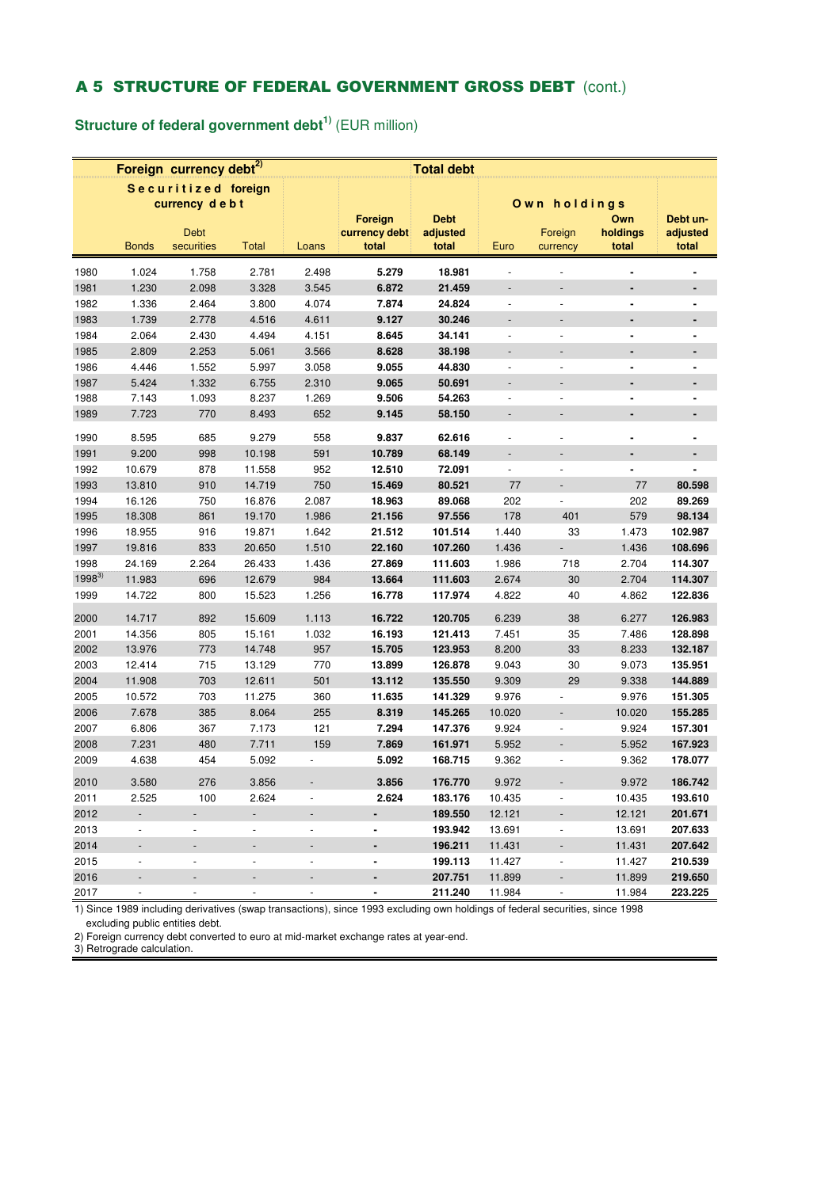## A 5 STRUCTURE OF FEDERAL GOVERNMENT GROSS DEBT (cont.)

### Structure of federal government debt[1] (EUR million)

| | Foreign currency debt[2] | | | | | Total debt | | | | |
|---|---|---|---|---|---|---|---|---|---|---|
| | Securitized foreign currency debt | | | | | | Own holdings | | | |
| | Bonds | Debt securities | Total | Loans | Foreign currency debt total | Debt adjusted total | Euro | Foreign currency | Own holdings total | Debt un-adjusted total |
| 1980 | 1.024 | 1.758 | 2.781 | 2.498 | **5.279** | **18.981** | - | - | **-** | **-** |
| 1981 | 1.230 | 2.098 | 3.328 | 3.545 | **6.872** | **21.459** | - | - | **-** | **-** |
| 1982 | 1.336 | 2.464 | 3.800 | 4.074 | **7.874** | **24.824** | - | - | **-** | **-** |
| 1983 | 1.739 | 2.778 | 4.516 | 4.611 | **9.127** | **30.246** | - | - | **-** | **-** |
| 1984 | 2.064 | 2.430 | 4.494 | 4.151 | **8.645** | **34.141** | - | - | **-** | **-** |
| 1985 | 2.809 | 2.253 | 5.061 | 3.566 | **8.628** | **38.198** | - | - | **-** | **-** |
| 1986 | 4.446 | 1.552 | 5.997 | 3.058 | **9.055** | **44.830** | - | - | **-** | **-** |
| 1987 | 5.424 | 1.332 | 6.755 | 2.310 | **9.065** | **50.691** | - | - | **-** | **-** |
| 1988 | 7.143 | 1.093 | 8.237 | 1.269 | **9.506** | **54.263** | - | - | **-** | **-** |
| 1989 | 7.723 | 770 | 8.493 | 652 | **9.145** | **58.150** | - | - | **-** | **-** |
| 1990 | 8.595 | 685 | 9.279 | 558 | **9.837** | **62.616** | - | - | **-** | **-** |
| 1991 | 9.200 | 998 | 10.198 | 591 | **10.789** | **68.149** | - | - | **-** | **-** |
| 1992 | 10.679 | 878 | 11.558 | 952 | **12.510** | **72.091** | - | - | **-** | **-** |
| 1993 | 13.810 | 910 | 14.719 | 750 | **15.469** | **80.521** | 77 | - | 77 | **80.598** |
| 1994 | 16.126 | 750 | 16.876 | 2.087 | **18.963** | **89.068** | 202 | - | 202 | **89.269** |
| 1995 | 18.308 | 861 | 19.170 | 1.986 | **21.156** | **97.556** | 178 | 401 | 579 | **98.134** |
| 1996 | 18.955 | 916 | 19.871 | 1.642 | **21.512** | **101.514** | 1.440 | 33 | 1.473 | **102.987** |
| 1997 | 19.816 | 833 | 20.650 | 1.510 | **22.160** | **107.260** | 1.436 | - | 1.436 | **108.696** |
| 1998 | 24.169 | 2.264 | 26.433 | 1.436 | **27.869** | **111.603** | 1.986 | 718 | 2.704 | **114.307** |
| 1998[3] | 11.983 | 696 | 12.679 | 984 | **13.664** | **111.603** | 2.674 | 30 | 2.704 | **114.307** |
| 1999 | 14.722 | 800 | 15.523 | 1.256 | **16.778** | **117.974** | 4.822 | 40 | 4.862 | **122.836** |
| 2000 | 14.717 | 892 | 15.609 | 1.113 | **16.722** | **120.705** | 6.239 | 38 | 6.277 | **126.983** |
| 2001 | 14.356 | 805 | 15.161 | 1.032 | **16.193** | **121.413** | 7.451 | 35 | 7.486 | **128.898** |
| 2002 | 13.976 | 773 | 14.748 | 957 | **15.705** | **123.953** | 8.200 | 33 | 8.233 | **132.187** |
| 2003 | 12.414 | 715 | 13.129 | 770 | **13.899** | **126.878** | 9.043 | 30 | 9.073 | **135.951** |
| 2004 | 11.908 | 703 | 12.611 | 501 | **13.112** | **135.550** | 9.309 | 29 | 9.338 | **144.889** |
| 2005 | 10.572 | 703 | 11.275 | 360 | **11.635** | **141.329** | 9.976 | - | 9.976 | **151.305** |
| 2006 | 7.678 | 385 | 8.064 | 255 | **8.319** | **145.265** | 10.020 | - | 10.020 | **155.285** |
| 2007 | 6.806 | 367 | 7.173 | 121 | **7.294** | **147.376** | 9.924 | - | 9.924 | **157.301** |
| 2008 | 7.231 | 480 | 7.711 | 159 | **7.869** | **161.971** | 5.952 | - | 5.952 | **167.923** |
| 2009 | 4.638 | 454 | 5.092 | - | **5.092** | **168.715** | 9.362 | - | 9.362 | **178.077** |
| 2010 | 3.580 | 276 | 3.856 | - | **3.856** | **176.770** | 9.972 | - | 9.972 | **186.742** |
| 2011 | 2.525 | 100 | 2.624 | - | **2.624** | **183.176** | 10.435 | - | 10.435 | **193.610** |
| 2012 | - | - | - | - | **-** | **189.550** | 12.121 | - | 12.121 | **201.671** |
| 2013 | - | - | - | - | **-** | **193.942** | 13.691 | - | 13.691 | **207.633** |
| 2014 | - | - | - | - | **-** | **196.211** | 11.431 | - | 11.431 | **207.642** |
| 2015 | - | - | - | - | **-** | **199.113** | 11.427 | - | 11.427 | **210.539** |
| 2016 | - | - | - | - | **-** | **207.751** | 11.899 | - | 11.899 | **219.650** |
| 2017 | - | - | - | - | **-** | **211.240** | 11.984 | - | 11.984 | **223.225** |

1) Since 1989 including derivatives (swap transactions), since 1993 excluding own holdings of federal securities, since 1998 excluding public entities debt.
2) Foreign currency debt converted to euro at mid-market exchange rates at year-end.
3) Retrograde calculation.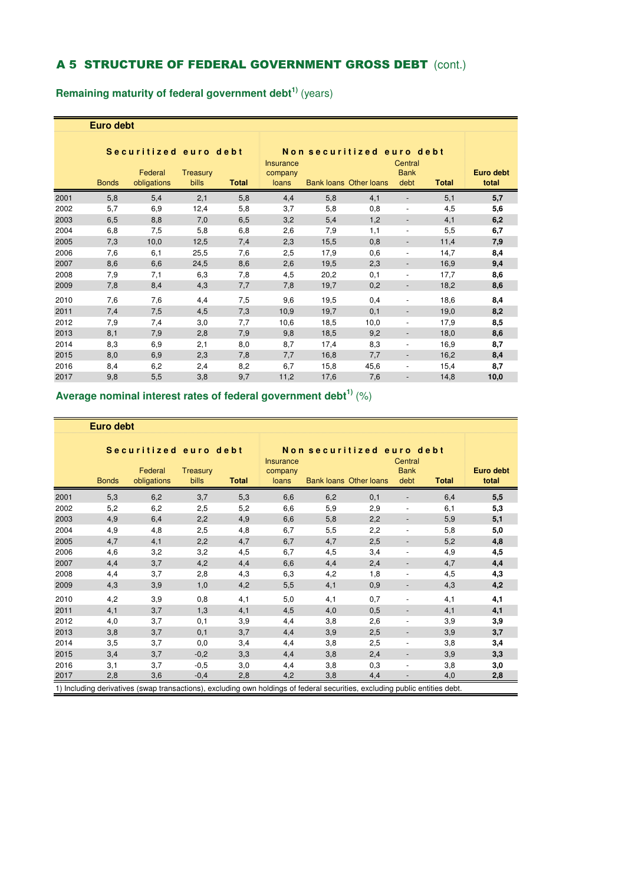## A 5 STRUCTURE OF FEDERAL GOVERNMENT GROSS DEBT (cont.)

### Remaining maturity of federal government debt[1] (years)

| | Euro debt | | | | | | | | | |
|---|---|---|---|---|---|---|---|---|---|---|
| | Securitized euro debt | | | | Non securitized euro debt | | | | | |
| | Bonds | Federal obligations | Treasury bills | Total | Insurance company loans | Bank loans | Other loans | Central Bank debt | Total | Euro debt total |
| 2001 | 5,8 | 5,4 | 2,1 | 5,8 | 4,4 | 5,8 | 4,1 | - | 5,1 | **5,7** |
| 2002 | 5,7 | 6,9 | 12,4 | 5,8 | 3,7 | 5,8 | 0,8 | - | 4,5 | **5,6** |
| 2003 | 6,5 | 8,8 | 7,0 | 6,5 | 3,2 | 5,4 | 1,2 | - | 4,1 | **6,2** |
| 2004 | 6,8 | 7,5 | 5,8 | 6,8 | 2,6 | 7,9 | 1,1 | - | 5,5 | **6,7** |
| 2005 | 7,3 | 10,0 | 12,5 | 7,4 | 2,3 | 15,5 | 0,8 | - | 11,4 | **7,9** |
| 2006 | 7,6 | 6,1 | 25,5 | 7,6 | 2,5 | 17,9 | 0,6 | - | 14,7 | **8,4** |
| 2007 | 8,6 | 6,6 | 24,5 | 8,6 | 2,6 | 19,5 | 2,3 | - | 16,9 | **9,4** |
| 2008 | 7,9 | 7,1 | 6,3 | 7,8 | 4,5 | 20,2 | 0,1 | - | 17,7 | **8,6** |
| 2009 | 7,8 | 8,4 | 4,3 | 7,7 | 7,8 | 19,7 | 0,2 | - | 18,2 | **8,6** |
| 2010 | 7,6 | 7,6 | 4,4 | 7,5 | 9,6 | 19,5 | 0,4 | - | 18,6 | **8,4** |
| 2011 | 7,4 | 7,5 | 4,5 | 7,3 | 10,9 | 19,7 | 0,1 | - | 19,0 | **8,2** |
| 2012 | 7,9 | 7,4 | 3,0 | 7,7 | 10,6 | 18,5 | 10,0 | - | 17,9 | **8,5** |
| 2013 | 8,1 | 7,9 | 2,8 | 7,9 | 9,8 | 18,5 | 9,2 | - | 18,0 | **8,6** |
| 2014 | 8,3 | 6,9 | 2,1 | 8,0 | 8,7 | 17,4 | 8,3 | - | 16,9 | **8,7** |
| 2015 | 8,0 | 6,9 | 2,3 | 7,8 | 7,7 | 16,8 | 7,7 | - | 16,2 | **8,4** |
| 2016 | 8,4 | 6,2 | 2,4 | 8,2 | 6,7 | 15,8 | 45,6 | - | 15,4 | **8,7** |
| 2017 | 9,8 | 5,5 | 3,8 | 9,7 | 11,2 | 17,6 | 7,6 | - | 14,8 | **10,0** |

### Average nominal interest rates of federal government debt[1] (%)

| | Euro debt | | | | | | | | | |
|---|---|---|---|---|---|---|---|---|---|---|
| | Securitized euro debt | | | | Non securitized euro debt | | | | | |
| | Bonds | Federal obligations | Treasury bills | Total | Insurance company loans | Bank loans | Other loans | Central Bank debt | Total | Euro debt total |
| 2001 | 5,3 | 6,2 | 3,7 | 5,3 | 6,6 | 6,2 | 0,1 | - | 6,4 | **5,5** |
| 2002 | 5,2 | 6,2 | 2,5 | 5,2 | 6,6 | 5,9 | 2,9 | - | 6,1 | **5,3** |
| 2003 | 4,9 | 6,4 | 2,2 | 4,9 | 6,6 | 5,8 | 2,2 | - | 5,9 | **5,1** |
| 2004 | 4,9 | 4,8 | 2,5 | 4,8 | 6,7 | 5,5 | 2,2 | - | 5,8 | **5,0** |
| 2005 | 4,7 | 4,1 | 2,2 | 4,7 | 6,7 | 4,7 | 2,5 | - | 5,2 | **4,8** |
| 2006 | 4,6 | 3,2 | 3,2 | 4,5 | 6,7 | 4,5 | 3,4 | - | 4,9 | **4,5** |
| 2007 | 4,4 | 3,7 | 4,2 | 4,4 | 6,6 | 4,4 | 2,4 | - | 4,7 | **4,4** |
| 2008 | 4,4 | 3,7 | 2,8 | 4,3 | 6,3 | 4,2 | 1,8 | - | 4,5 | **4,3** |
| 2009 | 4,3 | 3,9 | 1,0 | 4,2 | 5,5 | 4,1 | 0,9 | - | 4,3 | **4,2** |
| 2010 | 4,2 | 3,9 | 0,8 | 4,1 | 5,0 | 4,1 | 0,7 | - | 4,1 | **4,1** |
| 2011 | 4,1 | 3,7 | 1,3 | 4,1 | 4,5 | 4,0 | 0,5 | - | 4,1 | **4,1** |
| 2012 | 4,0 | 3,7 | 0,1 | 3,9 | 4,4 | 3,8 | 2,6 | - | 3,9 | **3,9** |
| 2013 | 3,8 | 3,7 | 0,1 | 3,7 | 4,4 | 3,9 | 2,5 | - | 3,9 | **3,7** |
| 2014 | 3,5 | 3,7 | 0,0 | 3,4 | 4,4 | 3,8 | 2,5 | - | 3,8 | **3,4** |
| 2015 | 3,4 | 3,7 | -0,2 | 3,3 | 4,4 | 3,8 | 2,4 | - | 3,9 | **3,3** |
| 2016 | 3,1 | 3,7 | -0,5 | 3,0 | 4,4 | 3,8 | 0,3 | - | 3,8 | **3,0** |
| 2017 | 2,8 | 3,6 | -0,4 | 2,8 | 4,2 | 3,8 | 4,4 | - | 4,0 | **2,8** |

1) Including derivatives (swap transactions), excluding own holdings of federal securities, excluding public entities debt.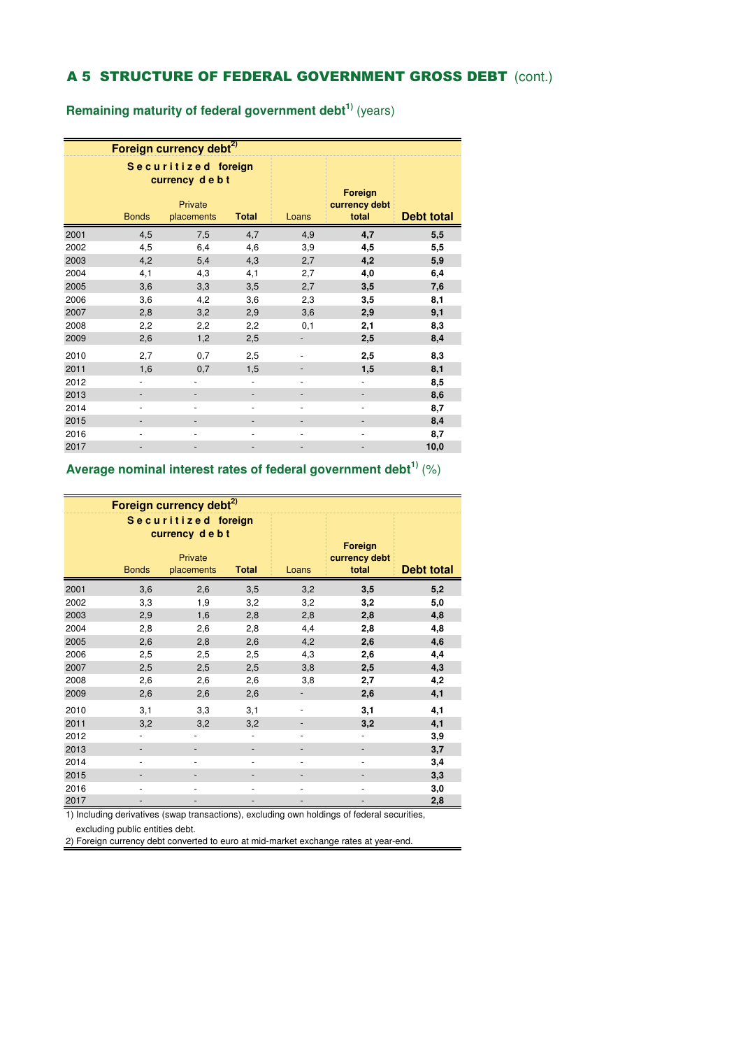## A 5 STRUCTURE OF FEDERAL GOVERNMENT GROSS DEBT (cont.)

### Remaining maturity of federal government debt[1)] (years)

| | Foreign currency debt[2)] | | | | | |
|---|---|---|---|---|---|---|
| | Securitized foreign currency debt | | | | | |
| | Bonds | Private placements | Total | Loans | Foreign currency debt total | Debt total |
| 2001 | 4,5 | 7,5 | 4,7 | 4,9 | **4,7** | **5,5** |
| 2002 | 4,5 | 6,4 | 4,6 | 3,9 | **4,5** | **5,5** |
| 2003 | 4,2 | 5,4 | 4,3 | 2,7 | **4,2** | **5,9** |
| 2004 | 4,1 | 4,3 | 4,1 | 2,7 | **4,0** | **6,4** |
| 2005 | 3,6 | 3,3 | 3,5 | 2,7 | **3,5** | **7,6** |
| 2006 | 3,6 | 4,2 | 3,6 | 2,3 | **3,5** | **8,1** |
| 2007 | 2,8 | 3,2 | 2,9 | 3,6 | **2,9** | **9,1** |
| 2008 | 2,2 | 2,2 | 2,2 | 0,1 | **2,1** | **8,3** |
| 2009 | 2,6 | 1,2 | 2,5 | - | **2,5** | **8,4** |
| 2010 | 2,7 | 0,7 | 2,5 | - | **2,5** | **8,3** |
| 2011 | 1,6 | 0,7 | 1,5 | - | **1,5** | **8,1** |
| 2012 | - | - | - | - | - | **8,5** |
| 2013 | - | - | - | - | - | **8,6** |
| 2014 | - | - | - | - | - | **8,7** |
| 2015 | - | - | - | - | - | **8,4** |
| 2016 | - | - | - | - | - | **8,7** |
| 2017 | - | - | - | - | - | **10,0** |

### Average nominal interest rates of federal government debt[1)] (%)

| | Foreign currency debt[2)] | | | | | |
|---|---|---|---|---|---|---|
| | Securitized foreign currency debt | | | | | |
| | Bonds | Private placements | Total | Loans | Foreign currency debt total | Debt total |
| 2001 | 3,6 | 2,6 | 3,5 | 3,2 | **3,5** | **5,2** |
| 2002 | 3,3 | 1,9 | 3,2 | 3,2 | **3,2** | **5,0** |
| 2003 | 2,9 | 1,6 | 2,8 | 2,8 | **2,8** | **4,8** |
| 2004 | 2,8 | 2,6 | 2,8 | 4,4 | **2,8** | **4,8** |
| 2005 | 2,6 | 2,8 | 2,6 | 4,2 | **2,6** | **4,6** |
| 2006 | 2,5 | 2,5 | 2,5 | 4,3 | **2,6** | **4,4** |
| 2007 | 2,5 | 2,5 | 2,5 | 3,8 | **2,5** | **4,3** |
| 2008 | 2,6 | 2,6 | 2,6 | 3,8 | **2,7** | **4,2** |
| 2009 | 2,6 | 2,6 | 2,6 | - | **2,6** | **4,1** |
| 2010 | 3,1 | 3,3 | 3,1 | - | **3,1** | **4,1** |
| 2011 | 3,2 | 3,2 | 3,2 | - | **3,2** | **4,1** |
| 2012 | - | - | - | - | - | **3,9** |
| 2013 | - | - | - | - | - | **3,7** |
| 2014 | - | - | - | - | - | **3,4** |
| 2015 | - | - | - | - | - | **3,3** |
| 2016 | - | - | - | - | - | **3,0** |
| 2017 | - | - | - | - | - | **2,8** |

1) Including derivatives (swap transactions), excluding own holdings of federal securities, excluding public entities debt.
2) Foreign currency debt converted to euro at mid-market exchange rates at year-end.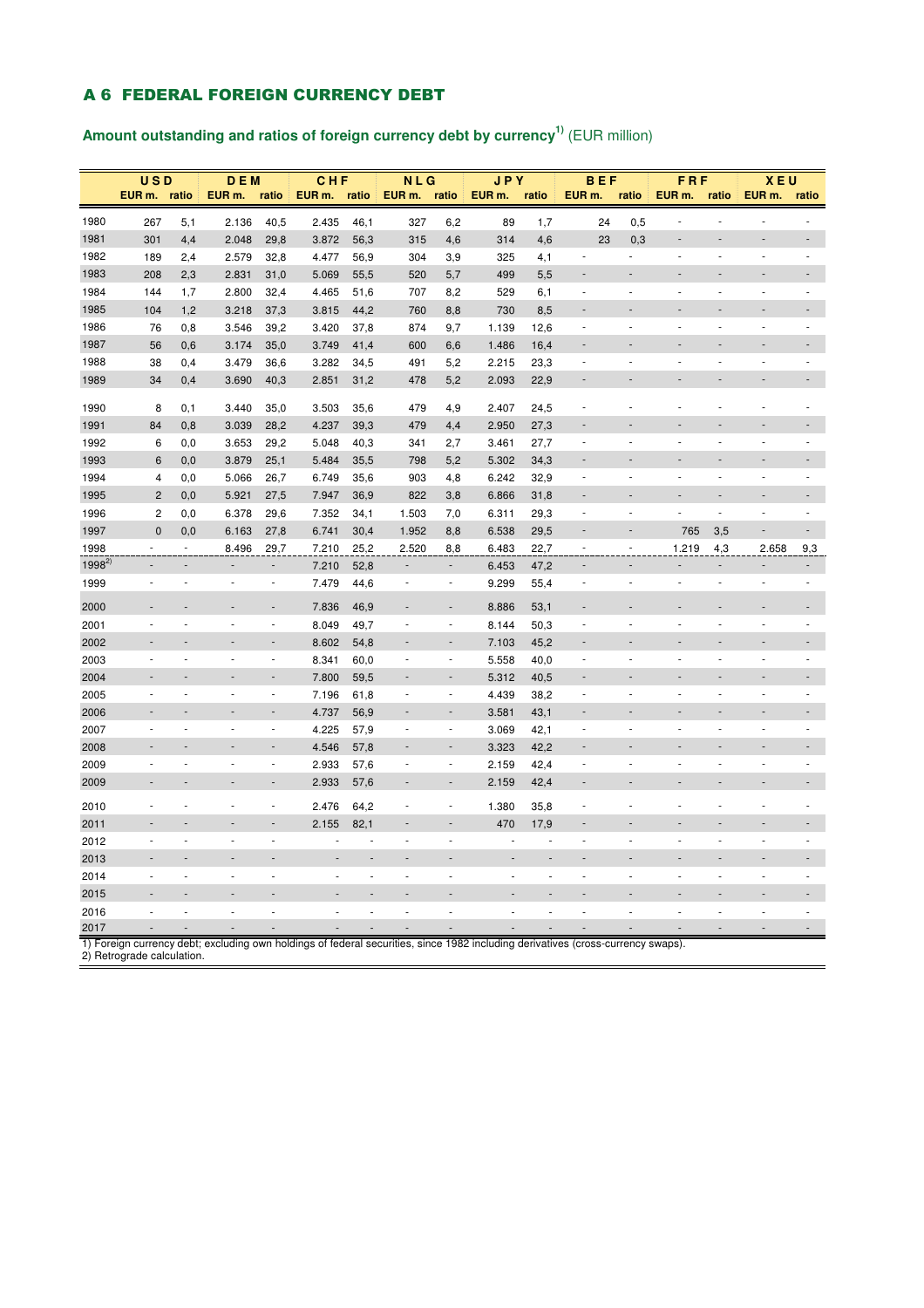## A 6 FEDERAL FOREIGN CURRENCY DEBT

### Amount outstanding and ratios of foreign currency debt by currency[1] (EUR million)

| | USD | | DEM | | CHF | | NLG | | JPY | | BEF | | FRF | | XEU | |
|---|---|---|---|---|---|---|---|---|---|---|---|---|---|---|---|---|
| | EUR m. | ratio | EUR m. | ratio | EUR m. | ratio | EUR m. | ratio | EUR m. | ratio | EUR m. | ratio | EUR m. | ratio | EUR m. | ratio |
| 1980 | 267 | 5,1 | 2.136 | 40,5 | 2.435 | 46,1 | 327 | 6,2 | 89 | 1,7 | 24 | 0,5 | - | - | - | - |
| 1981 | 301 | 4,4 | 2.048 | 29,8 | 3.872 | 56,3 | 315 | 4,6 | 314 | 4,6 | 23 | 0,3 | - | - | - | - |
| 1982 | 189 | 2,4 | 2.579 | 32,8 | 4.477 | 56,9 | 304 | 3,9 | 325 | 4,1 | - | - | - | - | - | - |
| 1983 | 208 | 2,3 | 2.831 | 31,0 | 5.069 | 55,5 | 520 | 5,7 | 499 | 5,5 | - | - | - | - | - | - |
| 1984 | 144 | 1,7 | 2.800 | 32,4 | 4.465 | 51,6 | 707 | 8,2 | 529 | 6,1 | - | - | - | - | - | - |
| 1985 | 104 | 1,2 | 3.218 | 37,3 | 3.815 | 44,2 | 760 | 8,8 | 730 | 8,5 | - | - | - | - | - | - |
| 1986 | 76 | 0,8 | 3.546 | 39,2 | 3.420 | 37,8 | 874 | 9,7 | 1.139 | 12,6 | - | - | - | - | - | - |
| 1987 | 56 | 0,6 | 3.174 | 35,0 | 3.749 | 41,4 | 600 | 6,6 | 1.486 | 16,4 | - | - | - | - | - | - |
| 1988 | 38 | 0,4 | 3.479 | 36,6 | 3.282 | 34,5 | 491 | 5,2 | 2.215 | 23,3 | - | - | - | - | - | - |
| 1989 | 34 | 0,4 | 3.690 | 40,3 | 2.851 | 31,2 | 478 | 5,2 | 2.093 | 22,9 | - | - | - | - | - | - |
| 1990 | 8 | 0,1 | 3.440 | 35,0 | 3.503 | 35,6 | 479 | 4,9 | 2.407 | 24,5 | - | - | - | - | - | - |
| 1991 | 84 | 0,8 | 3.039 | 28,2 | 4.237 | 39,3 | 479 | 4,4 | 2.950 | 27,3 | - | - | - | - | - | - |
| 1992 | 6 | 0,0 | 3.653 | 29,2 | 5.048 | 40,3 | 341 | 2,7 | 3.461 | 27,7 | - | - | - | - | - | - |
| 1993 | 6 | 0,0 | 3.879 | 25,1 | 5.484 | 35,5 | 798 | 5,2 | 5.302 | 34,3 | - | - | - | - | - | - |
| 1994 | 4 | 0,0 | 5.066 | 26,7 | 6.749 | 35,6 | 903 | 4,8 | 6.242 | 32,9 | - | - | - | - | - | - |
| 1995 | 2 | 0,0 | 5.921 | 27,5 | 7.947 | 36,9 | 822 | 3,8 | 6.866 | 31,8 | - | - | - | - | - | - |
| 1996 | 2 | 0,0 | 6.378 | 29,6 | 7.352 | 34,1 | 1.503 | 7,0 | 6.311 | 29,3 | - | - | - | - | - | - |
| 1997 | 0 | 0,0 | 6.163 | 27,8 | 6.741 | 30,4 | 1.952 | 8,8 | 6.538 | 29,5 | - | - | 765 | 3,5 | - | - |
| 1998 | - | - | 8.496 | 29,7 | 7.210 | 25,2 | 2.520 | 8,8 | 6.483 | 22,7 | - | - | 1.219 | 4,3 | 2.658 | 9,3 |
| 1998[2] | - | - | - | - | 7.210 | 52,8 | - | - | 6.453 | 47,2 | - | - | - | - | - | - |
| 1999 | - | - | - | - | 7.479 | 44,6 | - | - | 9.299 | 55,4 | - | - | - | - | - | - |
| 2000 | - | - | - | - | 7.836 | 46,9 | - | - | 8.886 | 53,1 | - | - | - | - | - | - |
| 2001 | - | - | - | - | 8.049 | 49,7 | - | - | 8.144 | 50,3 | - | - | - | - | - | - |
| 2002 | - | - | - | - | 8.602 | 54,8 | - | - | 7.103 | 45,2 | - | - | - | - | - | - |
| 2003 | - | - | - | - | 8.341 | 60,0 | - | - | 5.558 | 40,0 | - | - | - | - | - | - |
| 2004 | - | - | - | - | 7.800 | 59,5 | - | - | 5.312 | 40,5 | - | - | - | - | - | - |
| 2005 | - | - | - | - | 7.196 | 61,8 | - | - | 4.439 | 38,2 | - | - | - | - | - | - |
| 2006 | - | - | - | - | 4.737 | 56,9 | - | - | 3.581 | 43,1 | - | - | - | - | - | - |
| 2007 | - | - | - | - | 4.225 | 57,9 | - | - | 3.069 | 42,1 | - | - | - | - | - | - |
| 2008 | - | - | - | - | 4.546 | 57,8 | - | - | 3.323 | 42,2 | - | - | - | - | - | - |
| 2009 | - | - | - | - | 2.933 | 57,6 | - | - | 2.159 | 42,4 | - | - | - | - | - | - |
| 2009 | - | - | - | - | 2.933 | 57,6 | - | - | 2.159 | 42,4 | - | - | - | - | - | - |
| 2010 | - | - | - | - | 2.476 | 64,2 | - | - | 1.380 | 35,8 | - | - | - | - | - | - |
| 2011 | - | - | - | - | 2.155 | 82,1 | - | - | 470 | 17,9 | - | - | - | - | - | - |
| 2012 | - | - | - | - | - | - | - | - | - | - | - | - | - | - | - | - |
| 2013 | - | - | - | - | - | - | - | - | - | - | - | - | - | - | - | - |
| 2014 | - | - | - | - | - | - | - | - | - | - | - | - | - | - | - | - |
| 2015 | - | - | - | - | - | - | - | - | - | - | - | - | - | - | - | - |
| 2016 | - | - | - | - | - | - | - | - | - | - | - | - | - | - | - | - |
| 2017 | - | - | - | - | - | - | - | - | - | - | - | - | - | - | - | - |

1) Foreign currency debt; excluding own holdings of federal securities, since 1982 including derivatives (cross-currency swaps).
2) Retrograde calculation.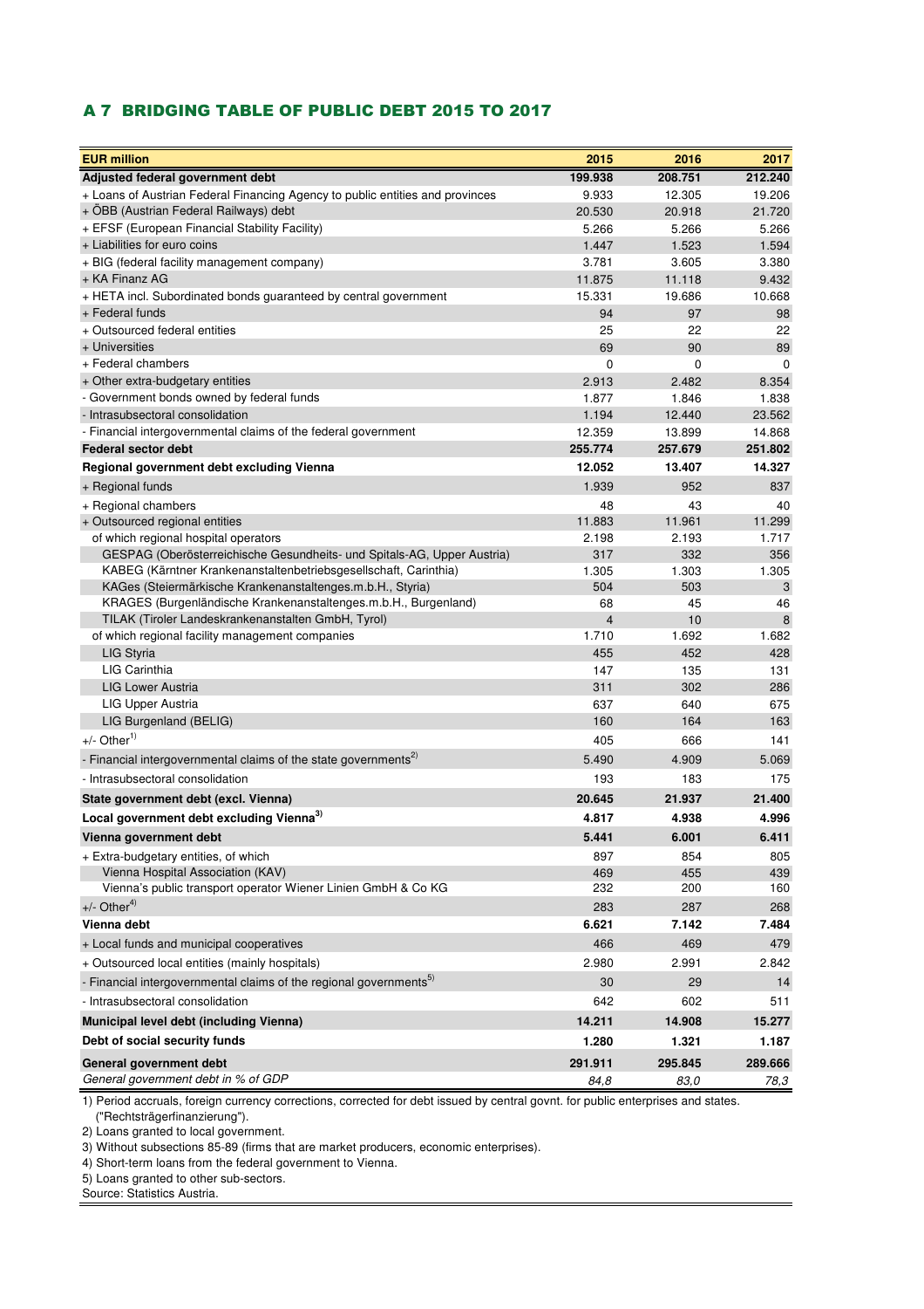## A 7 BRIDGING TABLE OF PUBLIC DEBT 2015 TO 2017

| EUR million | 2015 | 2016 | 2017 |
|---|---|---|---|
| **Adjusted federal government debt** | **199.938** | **208.751** | **212.240** |
| + Loans of Austrian Federal Financing Agency to public entities and provinces | 9.933 | 12.305 | 19.206 |
| + ÖBB (Austrian Federal Railways) debt | 20.530 | 20.918 | 21.720 |
| + EFSF (European Financial Stability Facility) | 5.266 | 5.266 | 5.266 |
| + Liabilities for euro coins | 1.447 | 1.523 | 1.594 |
| + BIG (federal facility management company) | 3.781 | 3.605 | 3.380 |
| + KA Finanz AG | 11.875 | 11.118 | 9.432 |
| + HETA incl. Subordinated bonds guaranteed by central government | 15.331 | 19.686 | 10.668 |
| + Federal funds | 94 | 97 | 98 |
| + Outsourced federal entities | 25 | 22 | 22 |
| + Universities | 69 | 90 | 89 |
| + Federal chambers | 0 | 0 | 0 |
| + Other extra-budgetary entities | 2.913 | 2.482 | 8.354 |
| - Government bonds owned by federal funds | 1.877 | 1.846 | 1.838 |
| - Intrasubsectoral consolidation | 1.194 | 12.440 | 23.562 |
| - Financial intergovernmental claims of the federal government | 12.359 | 13.899 | 14.868 |
| **Federal sector debt** | **255.774** | **257.679** | **251.802** |
| **Regional government debt excluding Vienna** | **12.052** | **13.407** | **14.327** |
| + Regional funds | 1.939 | 952 | 837 |
| + Regional chambers | 48 | 43 | 40 |
| + Outsourced regional entities | 11.883 | 11.961 | 11.299 |
| of which regional hospital operators | 2.198 | 2.193 | 1.717 |
| GESPAG (Oberösterreichische Gesundheits- und Spitals-AG, Upper Austria) | 317 | 332 | 356 |
| KABEG (Kärntner Krankenanstaltenbetriebsgesellschaft, Carinthia) | 1.305 | 1.303 | 1.305 |
| KAGes (Steiermärkische Krankenanstaltenges.m.b.H., Styria) | 504 | 503 | 3 |
| KRAGES (Burgenländische Krankenanstaltenges.m.b.H., Burgenland) | 68 | 45 | 46 |
| TILAK (Tiroler Landeskrankenanstalten GmbH, Tyrol) | 4 | 10 | 8 |
| of which regional facility management companies | 1.710 | 1.692 | 1.682 |
| LIG Styria | 455 | 452 | 428 |
| LIG Carinthia | 147 | 135 | 131 |
| LIG Lower Austria | 311 | 302 | 286 |
| LIG Upper Austria | 637 | 640 | 675 |
| LIG Burgenland (BELIG) | 160 | 164 | 163 |
| +/- Other[1] | 405 | 666 | 141 |
| - Financial intergovernmental claims of the state governments[2] | 5.490 | 4.909 | 5.069 |
| - Intrasubsectoral consolidation | 193 | 183 | 175 |
| **State government debt (excl. Vienna)** | **20.645** | **21.937** | **21.400** |
| **Local government debt excluding Vienna[3]** | **4.817** | **4.938** | **4.996** |
| **Vienna government debt** | **5.441** | **6.001** | **6.411** |
| + Extra-budgetary entities, of which | 897 | 854 | 805 |
| Vienna Hospital Association (KAV) | 469 | 455 | 439 |
| Vienna's public transport operator Wiener Linien GmbH & Co KG | 232 | 200 | 160 |
| +/- Other[4] | 283 | 287 | 268 |
| **Vienna debt** | **6.621** | **7.142** | **7.484** |
| + Local funds and municipal cooperatives | 466 | 469 | 479 |
| + Outsourced local entities (mainly hospitals) | 2.980 | 2.991 | 2.842 |
| - Financial intergovernmental claims of the regional governments[5] | 30 | 29 | 14 |
| - Intrasubsectoral consolidation | 642 | 602 | 511 |
| **Municipal level debt (including Vienna)** | **14.211** | **14.908** | **15.277** |
| **Debt of social security funds** | **1.280** | **1.321** | **1.187** |
| **General government debt** | **291.911** | **295.845** | **289.666** |
| *General government debt in % of GDP* | *84,8* | *83,0* | *78,3* |

1) Period accruals, foreign currency corrections, corrected for debt issued by central govnt. for public enterprises and states. ("Rechtsträgerfinanzierung").
2) Loans granted to local government.
3) Without subsections 85-89 (firms that are market producers, economic enterprises).
4) Short-term loans from the federal government to Vienna.
5) Loans granted to other sub-sectors.
Source: Statistics Austria.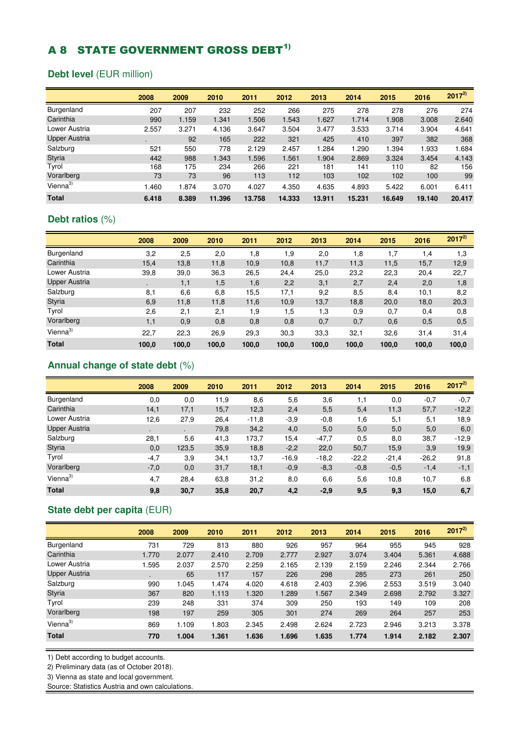## A 8 STATE GOVERNMENT GROSS DEBT[1)]

### Debt level (EUR million)

| | 2008 | 2009 | 2010 | 2011 | 2012 | 2013 | 2014 | 2015 | 2016 | 2017[2)] |
|---|---|---|---|---|---|---|---|---|---|---|
| Burgenland | 207 | 207 | 232 | 252 | 266 | 275 | 278 | 278 | 276 | 274 |
| Carinthia | 990 | 1.159 | 1.341 | 1.506 | 1.543 | 1.627 | 1.714 | 1.908 | 3.008 | 2.640 |
| Lower Austria | 2.557 | 3.271 | 4.136 | 3.647 | 3.504 | 3.477 | 3.533 | 3.714 | 3.904 | 4.641 |
| Upper Austria | . | 92 | 165 | 222 | 321 | 425 | 410 | 397 | 382 | 368 |
| Salzburg | 521 | 550 | 778 | 2.129 | 2.457 | 1.284 | 1.290 | 1.394 | 1.933 | 1.684 |
| Styria | 442 | 988 | 1.343 | 1.596 | 1.561 | 1.904 | 2.869 | 3.324 | 3.454 | 4.143 |
| Tyrol | 168 | 175 | 234 | 266 | 221 | 181 | 141 | 110 | 82 | 156 |
| Vorarlberg | 73 | 73 | 96 | 113 | 112 | 103 | 102 | 102 | 100 | 99 |
| Vienna[3)] | 1.460 | 1.874 | 3.070 | 4.027 | 4.350 | 4.635 | 4.893 | 5.422 | 6.001 | 6.411 |
| **Total** | **6.418** | **8.389** | **11.396** | **13.758** | **14.333** | **13.911** | **15.231** | **16.649** | **19.140** | **20.417** |

### Debt ratios (%)

| | 2008 | 2009 | 2010 | 2011 | 2012 | 2013 | 2014 | 2015 | 2016 | 2017[2)] |
|---|---|---|---|---|---|---|---|---|---|---|
| Burgenland | 3,2 | 2,5 | 2,0 | 1,8 | 1,9 | 2,0 | 1,8 | 1,7 | 1,4 | 1,3 |
| Carinthia | 15,4 | 13,8 | 11,8 | 10,9 | 10,8 | 11,7 | 11,3 | 11,5 | 15,7 | 12,9 |
| Lower Austria | 39,8 | 39,0 | 36,3 | 26,5 | 24,4 | 25,0 | 23,2 | 22,3 | 20,4 | 22,7 |
| Upper Austria | . | 1,1 | 1,5 | 1,6 | 2,2 | 3,1 | 2,7 | 2,4 | 2,0 | 1,8 |
| Salzburg | 8,1 | 6,6 | 6,8 | 15,5 | 17,1 | 9,2 | 8,5 | 8,4 | 10,1 | 8,2 |
| Styria | 6,9 | 11,8 | 11,8 | 11,6 | 10,9 | 13,7 | 18,8 | 20,0 | 18,0 | 20,3 |
| Tyrol | 2,6 | 2,1 | 2,1 | 1,9 | 1,5 | 1,3 | 0,9 | 0,7 | 0,4 | 0,8 |
| Vorarlberg | 1,1 | 0,9 | 0,8 | 0,8 | 0,8 | 0,7 | 0,7 | 0,6 | 0,5 | 0,5 |
| Vienna[3)] | 22,7 | 22,3 | 26,9 | 29,3 | 30,3 | 33,3 | 32,1 | 32,6 | 31,4 | 31,4 |
| **Total** | **100,0** | **100,0** | **100,0** | **100,0** | **100,0** | **100,0** | **100,0** | **100,0** | **100,0** | **100,0** |

### Annual change of state debt (%)

| | 2008 | 2009 | 2010 | 2011 | 2012 | 2013 | 2014 | 2015 | 2016 | 2017[2)] |
|---|---|---|---|---|---|---|---|---|---|---|
| Burgenland | 0,0 | 0,0 | 11,9 | 8,6 | 5,6 | 3,6 | 1,1 | 0,0 | -0,7 | -0,7 |
| Carinthia | 14,1 | 17,1 | 15,7 | 12,3 | 2,4 | 5,5 | 5,4 | 11,3 | 57,7 | -12,2 |
| Lower Austria | 12,6 | 27,9 | 26,4 | -11,8 | -3,9 | -0,8 | 1,6 | 5,1 | 5,1 | 18,9 |
| Upper Austria | . | . | 79,8 | 34,2 | 4,0 | 5,0 | 5,0 | 5,0 | 5,0 | 6,0 |
| Salzburg | 28,1 | 5,6 | 41,3 | 173,7 | 15,4 | -47,7 | 0,5 | 8,0 | 38,7 | -12,9 |
| Styria | 0,0 | 123,5 | 35,9 | 18,8 | -2,2 | 22,0 | 50,7 | 15,9 | 3,9 | 19,9 |
| Tyrol | -4,7 | 3,9 | 34,1 | 13,7 | -16,9 | -18,2 | -22,2 | -21,4 | -26,2 | 91,8 |
| Vorarlberg | -7,0 | 0,0 | 31,7 | 18,1 | -0,9 | -8,3 | -0,8 | -0,5 | -1,4 | -1,1 |
| Vienna[3)] | 4,7 | 28,4 | 63,8 | 31,2 | 8,0 | 6,6 | 5,6 | 10,8 | 10,7 | 6,8 |
| **Total** | **9,8** | **30,7** | **35,8** | **20,7** | **4,2** | **-2,9** | **9,5** | **9,3** | **15,0** | **6,7** |

### State debt per capita (EUR)

| | 2008 | 2009 | 2010 | 2011 | 2012 | 2013 | 2014 | 2015 | 2016 | 2017[2)] |
|---|---|---|---|---|---|---|---|---|---|---|
| Burgenland | 731 | 729 | 813 | 880 | 926 | 957 | 964 | 955 | 945 | 928 |
| Carinthia | 1.770 | 2.077 | 2.410 | 2.709 | 2.777 | 2.927 | 3.074 | 3.404 | 5.361 | 4.688 |
| Lower Austria | 1.595 | 2.037 | 2.570 | 2.259 | 2.165 | 2.139 | 2.159 | 2.246 | 2.344 | 2.766 |
| Upper Austria | . | 65 | 117 | 157 | 226 | 298 | 285 | 273 | 261 | 250 |
| Salzburg | 990 | 1.045 | 1.474 | 4.020 | 4.618 | 2.403 | 2.396 | 2.553 | 3.519 | 3.040 |
| Styria | 367 | 820 | 1.113 | 1.320 | 1.289 | 1.567 | 2.349 | 2.698 | 2.792 | 3.327 |
| Tyrol | 239 | 248 | 331 | 374 | 309 | 250 | 193 | 149 | 109 | 208 |
| Vorarlberg | 198 | 197 | 259 | 305 | 301 | 274 | 269 | 264 | 257 | 253 |
| Vienna[3)] | 869 | 1.109 | 1.803 | 2.345 | 2.498 | 2.624 | 2.723 | 2.946 | 3.213 | 3.378 |
| **Total** | **770** | **1.004** | **1.361** | **1.636** | **1.696** | **1.635** | **1.774** | **1.914** | **2.182** | **2.307** |

1) Debt according to budget accounts.
2) Preliminary data (as of October 2018).
3) Vienna as state and local government.
Source: Statistics Austria and own calculations.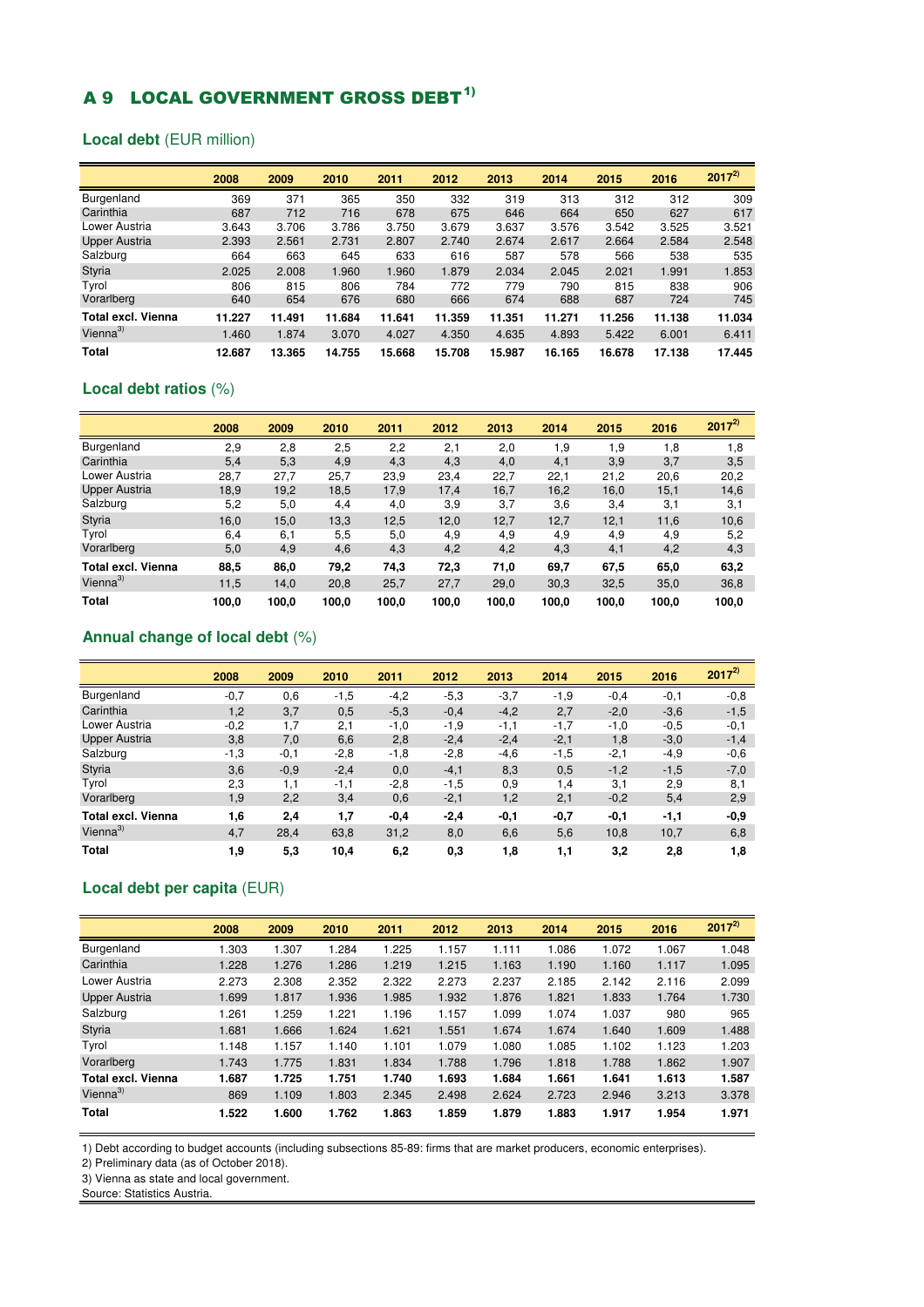# A 9 LOCAL GOVERNMENT GROSS DEBT[1)]

## Local debt (EUR million)

| | 2008 | 2009 | 2010 | 2011 | 2012 | 2013 | 2014 | 2015 | 2016 | 2017[2)] |
|---|---|---|---|---|---|---|---|---|---|---|
| Burgenland | 369 | 371 | 365 | 350 | 332 | 319 | 313 | 312 | 312 | 309 |
| Carinthia | 687 | 712 | 716 | 678 | 675 | 646 | 664 | 650 | 627 | 617 |
| Lower Austria | 3.643 | 3.706 | 3.786 | 3.750 | 3.679 | 3.637 | 3.576 | 3.542 | 3.525 | 3.521 |
| Upper Austria | 2.393 | 2.561 | 2.731 | 2.807 | 2.740 | 2.674 | 2.617 | 2.664 | 2.584 | 2.548 |
| Salzburg | 664 | 663 | 645 | 633 | 616 | 587 | 578 | 566 | 538 | 535 |
| Styria | 2.025 | 2.008 | 1.960 | 1.960 | 1.879 | 2.034 | 2.045 | 2.021 | 1.991 | 1.853 |
| Tyrol | 806 | 815 | 806 | 784 | 772 | 779 | 790 | 815 | 838 | 906 |
| Vorarlberg | 640 | 654 | 676 | 680 | 666 | 674 | 688 | 687 | 724 | 745 |
| **Total excl. Vienna** | **11.227** | **11.491** | **11.684** | **11.641** | **11.359** | **11.351** | **11.271** | **11.256** | **11.138** | **11.034** |
| Vienna[3)] | 1.460 | 1.874 | 3.070 | 4.027 | 4.350 | 4.635 | 4.893 | 5.422 | 6.001 | 6.411 |
| **Total** | **12.687** | **13.365** | **14.755** | **15.668** | **15.708** | **15.987** | **16.165** | **16.678** | **17.138** | **17.445** |

## Local debt ratios (%)

| | 2008 | 2009 | 2010 | 2011 | 2012 | 2013 | 2014 | 2015 | 2016 | 2017[2)] |
|---|---|---|---|---|---|---|---|---|---|---|
| Burgenland | 2,9 | 2,8 | 2,5 | 2,2 | 2,1 | 2,0 | 1,9 | 1,9 | 1,8 | 1,8 |
| Carinthia | 5,4 | 5,3 | 4,9 | 4,3 | 4,3 | 4,0 | 4,1 | 3,9 | 3,7 | 3,5 |
| Lower Austria | 28,7 | 27,7 | 25,7 | 23,9 | 23,4 | 22,7 | 22,1 | 21,2 | 20,6 | 20,2 |
| Upper Austria | 18,9 | 19,2 | 18,5 | 17,9 | 17,4 | 16,7 | 16,2 | 16,0 | 15,1 | 14,6 |
| Salzburg | 5,2 | 5,0 | 4,4 | 4,0 | 3,9 | 3,7 | 3,6 | 3,4 | 3,1 | 3,1 |
| Styria | 16,0 | 15,0 | 13,3 | 12,5 | 12,0 | 12,7 | 12,7 | 12,1 | 11,6 | 10,6 |
| Tyrol | 6,4 | 6,1 | 5,5 | 5,0 | 4,9 | 4,9 | 4,9 | 4,9 | 4,9 | 5,2 |
| Vorarlberg | 5,0 | 4,9 | 4,6 | 4,3 | 4,2 | 4,2 | 4,3 | 4,1 | 4,2 | 4,3 |
| **Total excl. Vienna** | **88,5** | **86,0** | **79,2** | **74,3** | **72,3** | **71,0** | **69,7** | **67,5** | **65,0** | **63,2** |
| Vienna[3)] | 11,5 | 14,0 | 20,8 | 25,7 | 27,7 | 29,0 | 30,3 | 32,5 | 35,0 | 36,8 |
| **Total** | **100,0** | **100,0** | **100,0** | **100,0** | **100,0** | **100,0** | **100,0** | **100,0** | **100,0** | **100,0** |

## Annual change of local debt (%)

| | 2008 | 2009 | 2010 | 2011 | 2012 | 2013 | 2014 | 2015 | 2016 | 2017[2)] |
|---|---|---|---|---|---|---|---|---|---|---|
| Burgenland | -0,7 | 0,6 | -1,5 | -4,2 | -5,3 | -3,7 | -1,9 | -0,4 | -0,1 | -0,8 |
| Carinthia | 1,2 | 3,7 | 0,5 | -5,3 | -0,4 | -4,2 | 2,7 | -2,0 | -3,6 | -1,5 |
| Lower Austria | -0,2 | 1,7 | 2,1 | -1,0 | -1,9 | -1,1 | -1,7 | -1,0 | -0,5 | -0,1 |
| Upper Austria | 3,8 | 7,0 | 6,6 | 2,8 | -2,4 | -2,4 | -2,1 | 1,8 | -3,0 | -1,4 |
| Salzburg | -1,3 | -0,1 | -2,8 | -1,8 | -2,8 | -4,6 | -1,5 | -2,1 | -4,9 | -0,6 |
| Styria | 3,6 | -0,9 | -2,4 | 0,0 | -4,1 | 8,3 | 0,5 | -1,2 | -1,5 | -7,0 |
| Tyrol | 2,3 | 1,1 | -1,1 | -2,8 | -1,5 | 0,9 | 1,4 | 3,1 | 2,9 | 8,1 |
| Vorarlberg | 1,9 | 2,2 | 3,4 | 0,6 | -2,1 | 1,2 | 2,1 | -0,2 | 5,4 | 2,9 |
| **Total excl. Vienna** | **1,6** | **2,4** | **1,7** | **-0,4** | **-2,4** | **-0,1** | **-0,7** | **-0,1** | **-1,1** | **-0,9** |
| Vienna[3)] | 4,7 | 28,4 | 63,8 | 31,2 | 8,0 | 6,6 | 5,6 | 10,8 | 10,7 | 6,8 |
| **Total** | **1,9** | **5,3** | **10,4** | **6,2** | **0,3** | **1,8** | **1,1** | **3,2** | **2,8** | **1,8** |

## Local debt per capita (EUR)

| | 2008 | 2009 | 2010 | 2011 | 2012 | 2013 | 2014 | 2015 | 2016 | 2017[2)] |
|---|---|---|---|---|---|---|---|---|---|---|
| Burgenland | 1.303 | 1.307 | 1.284 | 1.225 | 1.157 | 1.111 | 1.086 | 1.072 | 1.067 | 1.048 |
| Carinthia | 1.228 | 1.276 | 1.286 | 1.219 | 1.215 | 1.163 | 1.190 | 1.160 | 1.117 | 1.095 |
| Lower Austria | 2.273 | 2.308 | 2.352 | 2.322 | 2.273 | 2.237 | 2.185 | 2.142 | 2.116 | 2.099 |
| Upper Austria | 1.699 | 1.817 | 1.936 | 1.985 | 1.932 | 1.876 | 1.821 | 1.833 | 1.764 | 1.730 |
| Salzburg | 1.261 | 1.259 | 1.221 | 1.196 | 1.157 | 1.099 | 1.074 | 1.037 | 980 | 965 |
| Styria | 1.681 | 1.666 | 1.624 | 1.621 | 1.551 | 1.674 | 1.674 | 1.640 | 1.609 | 1.488 |
| Tyrol | 1.148 | 1.157 | 1.140 | 1.101 | 1.079 | 1.080 | 1.085 | 1.102 | 1.123 | 1.203 |
| Vorarlberg | 1.743 | 1.775 | 1.831 | 1.834 | 1.788 | 1.796 | 1.818 | 1.788 | 1.862 | 1.907 |
| **Total excl. Vienna** | **1.687** | **1.725** | **1.751** | **1.740** | **1.693** | **1.684** | **1.661** | **1.641** | **1.613** | **1.587** |
| Vienna[3)] | 869 | 1.109 | 1.803 | 2.345 | 2.498 | 2.624 | 2.723 | 2.946 | 3.213 | 3.378 |
| **Total** | **1.522** | **1.600** | **1.762** | **1.863** | **1.859** | **1.879** | **1.883** | **1.917** | **1.954** | **1.971** |

1) Debt according to budget accounts (including subsections 85-89: firms that are market producers, economic enterprises).
2) Preliminary data (as of October 2018).
3) Vienna as state and local government.
Source: Statistics Austria.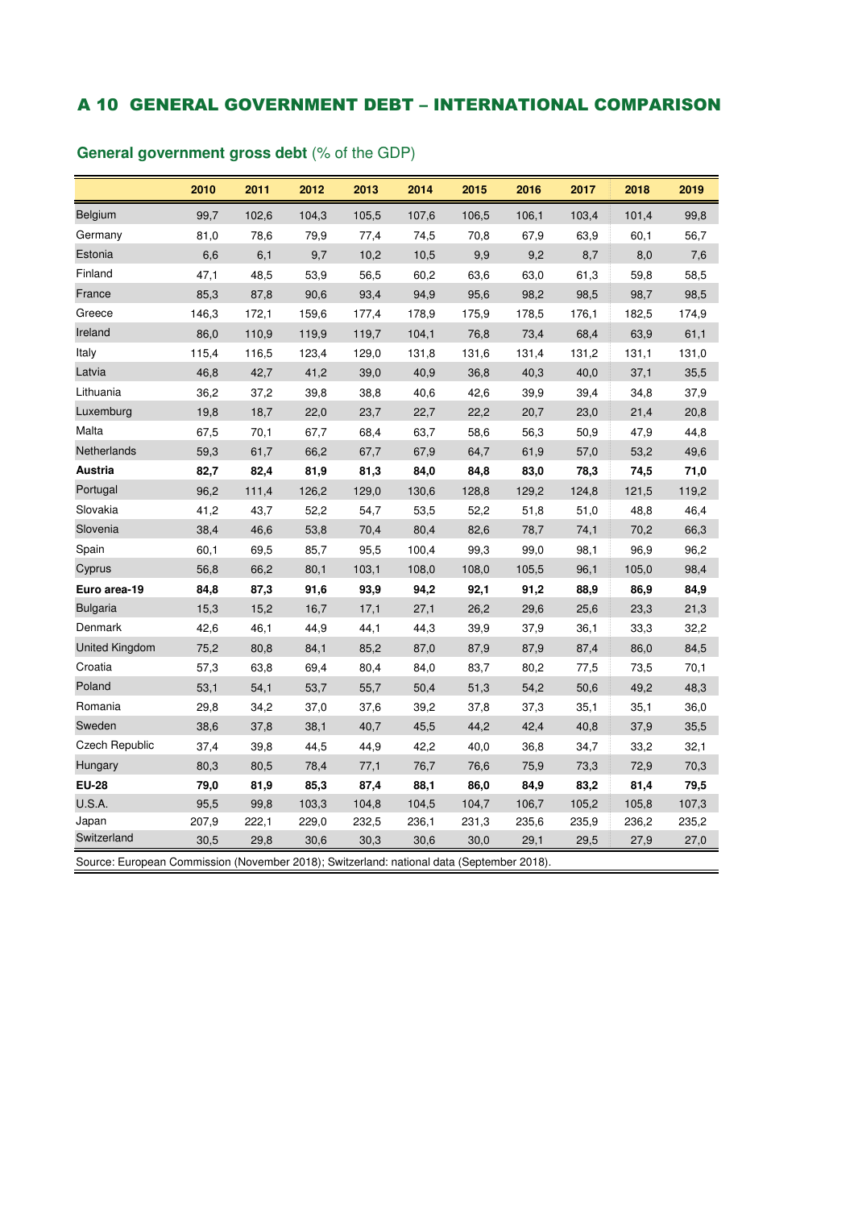## A 10 GENERAL GOVERNMENT DEBT – INTERNATIONAL COMPARISON

**General government gross debt** (% of the GDP)

| | 2010 | 2011 | 2012 | 2013 | 2014 | 2015 | 2016 | 2017 | 2018 | 2019 |
|---|---|---|---|---|---|---|---|---|---|---|
| Belgium | 99,7 | 102,6 | 104,3 | 105,5 | 107,6 | 106,5 | 106,1 | 103,4 | 101,4 | 99,8 |
| Germany | 81,0 | 78,6 | 79,9 | 77,4 | 74,5 | 70,8 | 67,9 | 63,9 | 60,1 | 56,7 |
| Estonia | 6,6 | 6,1 | 9,7 | 10,2 | 10,5 | 9,9 | 9,2 | 8,7 | 8,0 | 7,6 |
| Finland | 47,1 | 48,5 | 53,9 | 56,5 | 60,2 | 63,6 | 63,0 | 61,3 | 59,8 | 58,5 |
| France | 85,3 | 87,8 | 90,6 | 93,4 | 94,9 | 95,6 | 98,2 | 98,5 | 98,7 | 98,5 |
| Greece | 146,3 | 172,1 | 159,6 | 177,4 | 178,9 | 175,9 | 178,5 | 176,1 | 182,5 | 174,9 |
| Ireland | 86,0 | 110,9 | 119,9 | 119,7 | 104,1 | 76,8 | 73,4 | 68,4 | 63,9 | 61,1 |
| Italy | 115,4 | 116,5 | 123,4 | 129,0 | 131,8 | 131,6 | 131,4 | 131,2 | 131,1 | 131,0 |
| Latvia | 46,8 | 42,7 | 41,2 | 39,0 | 40,9 | 36,8 | 40,3 | 40,0 | 37,1 | 35,5 |
| Lithuania | 36,2 | 37,2 | 39,8 | 38,8 | 40,6 | 42,6 | 39,9 | 39,4 | 34,8 | 37,9 |
| Luxemburg | 19,8 | 18,7 | 22,0 | 23,7 | 22,7 | 22,2 | 20,7 | 23,0 | 21,4 | 20,8 |
| Malta | 67,5 | 70,1 | 67,7 | 68,4 | 63,7 | 58,6 | 56,3 | 50,9 | 47,9 | 44,8 |
| Netherlands | 59,3 | 61,7 | 66,2 | 67,7 | 67,9 | 64,7 | 61,9 | 57,0 | 53,2 | 49,6 |
| **Austria** | **82,7** | **82,4** | **81,9** | **81,3** | **84,0** | **84,8** | **83,0** | **78,3** | **74,5** | **71,0** |
| Portugal | 96,2 | 111,4 | 126,2 | 129,0 | 130,6 | 128,8 | 129,2 | 124,8 | 121,5 | 119,2 |
| Slovakia | 41,2 | 43,7 | 52,2 | 54,7 | 53,5 | 52,2 | 51,8 | 51,0 | 48,8 | 46,4 |
| Slovenia | 38,4 | 46,6 | 53,8 | 70,4 | 80,4 | 82,6 | 78,7 | 74,1 | 70,2 | 66,3 |
| Spain | 60,1 | 69,5 | 85,7 | 95,5 | 100,4 | 99,3 | 99,0 | 98,1 | 96,9 | 96,2 |
| Cyprus | 56,8 | 66,2 | 80,1 | 103,1 | 108,0 | 108,0 | 105,5 | 96,1 | 105,0 | 98,4 |
| **Euro area-19** | **84,8** | **87,3** | **91,6** | **93,9** | **94,2** | **92,1** | **91,2** | **88,9** | **86,9** | **84,9** |
| Bulgaria | 15,3 | 15,2 | 16,7 | 17,1 | 27,1 | 26,2 | 29,6 | 25,6 | 23,3 | 21,3 |
| Denmark | 42,6 | 46,1 | 44,9 | 44,1 | 44,3 | 39,9 | 37,9 | 36,1 | 33,3 | 32,2 |
| United Kingdom | 75,2 | 80,8 | 84,1 | 85,2 | 87,0 | 87,9 | 87,9 | 87,4 | 86,0 | 84,5 |
| Croatia | 57,3 | 63,8 | 69,4 | 80,4 | 84,0 | 83,7 | 80,2 | 77,5 | 73,5 | 70,1 |
| Poland | 53,1 | 54,1 | 53,7 | 55,7 | 50,4 | 51,3 | 54,2 | 50,6 | 49,2 | 48,3 |
| Romania | 29,8 | 34,2 | 37,0 | 37,6 | 39,2 | 37,8 | 37,3 | 35,1 | 35,1 | 36,0 |
| Sweden | 38,6 | 37,8 | 38,1 | 40,7 | 45,5 | 44,2 | 42,4 | 40,8 | 37,9 | 35,5 |
| Czech Republic | 37,4 | 39,8 | 44,5 | 44,9 | 42,2 | 40,0 | 36,8 | 34,7 | 33,2 | 32,1 |
| Hungary | 80,3 | 80,5 | 78,4 | 77,1 | 76,7 | 76,6 | 75,9 | 73,3 | 72,9 | 70,3 |
| **EU-28** | **79,0** | **81,9** | **85,3** | **87,4** | **88,1** | **86,0** | **84,9** | **83,2** | **81,4** | **79,5** |
| U.S.A. | 95,5 | 99,8 | 103,3 | 104,8 | 104,5 | 104,7 | 106,7 | 105,2 | 105,8 | 107,3 |
| Japan | 207,9 | 222,1 | 229,0 | 232,5 | 236,1 | 231,3 | 235,6 | 235,9 | 236,2 | 235,2 |
| Switzerland | 30,5 | 29,8 | 30,6 | 30,3 | 30,6 | 30,0 | 29,1 | 29,5 | 27,9 | 27,0 |

Source: European Commission (November 2018); Switzerland: national data (September 2018).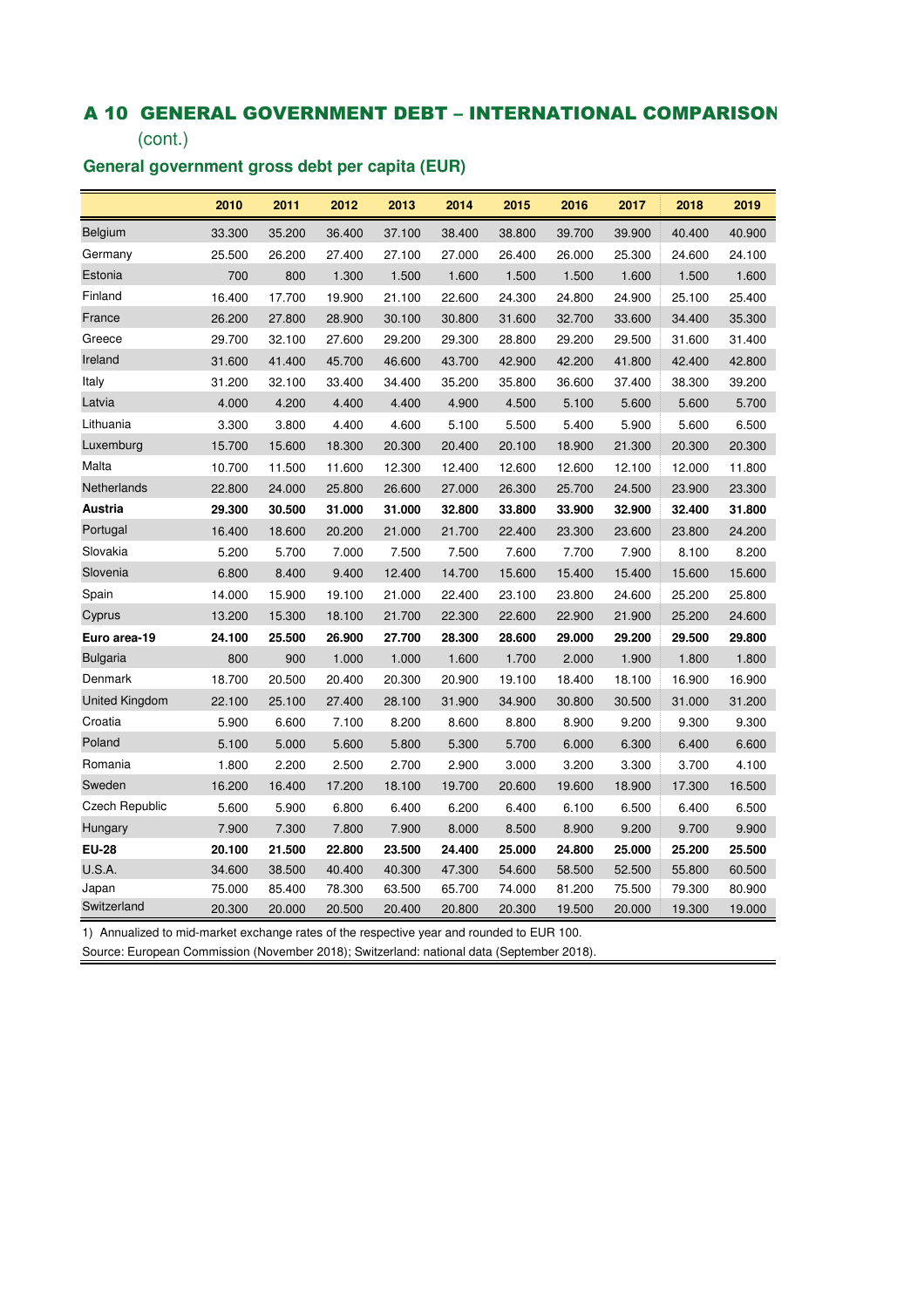## A 10 GENERAL GOVERNMENT DEBT – INTERNATIONAL COMPARISON (cont.)

### General government gross debt per capita (EUR)

| | 2010 | 2011 | 2012 | 2013 | 2014 | 2015 | 2016 | 2017 | 2018 | 2019 |
|---|---|---|---|---|---|---|---|---|---|---|
| Belgium | 33.300 | 35.200 | 36.400 | 37.100 | 38.400 | 38.800 | 39.700 | 39.900 | 40.400 | 40.900 |
| Germany | 25.500 | 26.200 | 27.400 | 27.100 | 27.000 | 26.400 | 26.000 | 25.300 | 24.600 | 24.100 |
| Estonia | 700 | 800 | 1.300 | 1.500 | 1.600 | 1.500 | 1.500 | 1.600 | 1.500 | 1.600 |
| Finland | 16.400 | 17.700 | 19.900 | 21.100 | 22.600 | 24.300 | 24.800 | 24.900 | 25.100 | 25.400 |
| France | 26.200 | 27.800 | 28.900 | 30.100 | 30.800 | 31.600 | 32.700 | 33.600 | 34.400 | 35.300 |
| Greece | 29.700 | 32.100 | 27.600 | 29.200 | 29.300 | 28.800 | 29.200 | 29.500 | 31.600 | 31.400 |
| Ireland | 31.600 | 41.400 | 45.700 | 46.600 | 43.700 | 42.900 | 42.200 | 41.800 | 42.400 | 42.800 |
| Italy | 31.200 | 32.100 | 33.400 | 34.400 | 35.200 | 35.800 | 36.600 | 37.400 | 38.300 | 39.200 |
| Latvia | 4.000 | 4.200 | 4.400 | 4.400 | 4.900 | 4.500 | 5.100 | 5.600 | 5.600 | 5.700 |
| Lithuania | 3.300 | 3.800 | 4.400 | 4.600 | 5.100 | 5.500 | 5.400 | 5.900 | 5.600 | 6.500 |
| Luxemburg | 15.700 | 15.600 | 18.300 | 20.300 | 20.400 | 20.100 | 18.900 | 21.300 | 20.300 | 20.300 |
| Malta | 10.700 | 11.500 | 11.600 | 12.300 | 12.400 | 12.600 | 12.600 | 12.100 | 12.000 | 11.800 |
| Netherlands | 22.800 | 24.000 | 25.800 | 26.600 | 27.000 | 26.300 | 25.700 | 24.500 | 23.900 | 23.300 |
| **Austria** | **29.300** | **30.500** | **31.000** | **31.000** | **32.800** | **33.800** | **33.900** | **32.900** | **32.400** | **31.800** |
| Portugal | 16.400 | 18.600 | 20.200 | 21.000 | 21.700 | 22.400 | 23.300 | 23.600 | 23.800 | 24.200 |
| Slovakia | 5.200 | 5.700 | 7.000 | 7.500 | 7.500 | 7.600 | 7.700 | 7.900 | 8.100 | 8.200 |
| Slovenia | 6.800 | 8.400 | 9.400 | 12.400 | 14.700 | 15.600 | 15.400 | 15.400 | 15.600 | 15.600 |
| Spain | 14.000 | 15.900 | 19.100 | 21.000 | 22.400 | 23.100 | 23.800 | 24.600 | 25.200 | 25.800 |
| Cyprus | 13.200 | 15.300 | 18.100 | 21.700 | 22.300 | 22.600 | 22.900 | 21.900 | 25.200 | 24.600 |
| **Euro area-19** | **24.100** | **25.500** | **26.900** | **27.700** | **28.300** | **28.600** | **29.000** | **29.200** | **29.500** | **29.800** |
| Bulgaria | 800 | 900 | 1.000 | 1.000 | 1.600 | 1.700 | 2.000 | 1.900 | 1.800 | 1.800 |
| Denmark | 18.700 | 20.500 | 20.400 | 20.300 | 20.900 | 19.100 | 18.400 | 18.100 | 16.900 | 16.900 |
| United Kingdom | 22.100 | 25.100 | 27.400 | 28.100 | 31.900 | 34.900 | 30.800 | 30.500 | 31.000 | 31.200 |
| Croatia | 5.900 | 6.600 | 7.100 | 8.200 | 8.600 | 8.800 | 8.900 | 9.200 | 9.300 | 9.300 |
| Poland | 5.100 | 5.000 | 5.600 | 5.800 | 5.300 | 5.700 | 6.000 | 6.300 | 6.400 | 6.600 |
| Romania | 1.800 | 2.200 | 2.500 | 2.700 | 2.900 | 3.000 | 3.200 | 3.300 | 3.700 | 4.100 |
| Sweden | 16.200 | 16.400 | 17.200 | 18.100 | 19.700 | 20.600 | 19.600 | 18.900 | 17.300 | 16.500 |
| Czech Republic | 5.600 | 5.900 | 6.800 | 6.400 | 6.200 | 6.400 | 6.100 | 6.500 | 6.400 | 6.500 |
| Hungary | 7.900 | 7.300 | 7.800 | 7.900 | 8.000 | 8.500 | 8.900 | 9.200 | 9.700 | 9.900 |
| **EU-28** | **20.100** | **21.500** | **22.800** | **23.500** | **24.400** | **25.000** | **24.800** | **25.000** | **25.200** | **25.500** |
| U.S.A. | 34.600 | 38.500 | 40.400 | 40.300 | 47.300 | 54.600 | 58.500 | 52.500 | 55.800 | 60.500 |
| Japan | 75.000 | 85.400 | 78.300 | 63.500 | 65.700 | 74.000 | 81.200 | 75.500 | 79.300 | 80.900 |
| Switzerland | 20.300 | 20.000 | 20.500 | 20.400 | 20.800 | 20.300 | 19.500 | 20.000 | 19.300 | 19.000 |

1) Annualized to mid-market exchange rates of the respective year and rounded to EUR 100.

Source: European Commission (November 2018); Switzerland: national data (September 2018).